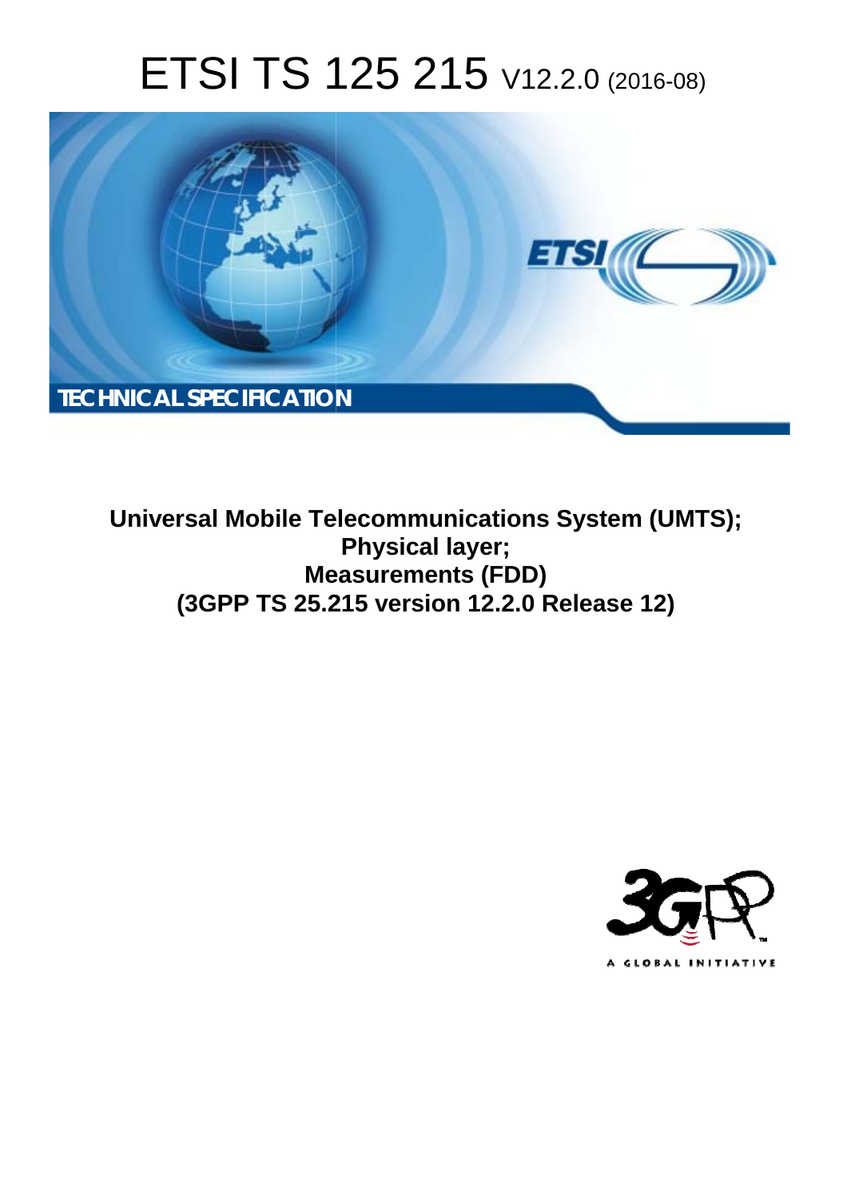# ETSI TS 125 215 V12.2.0 (2016-08)

TECHNICAL SPECIFICATION

**Universal Mobile Telecommunications System (UMTS);**
**Physical layer;**
**Measurements (FDD)**
**(3GPP TS 25.215 version 12.2.0 Release 12)**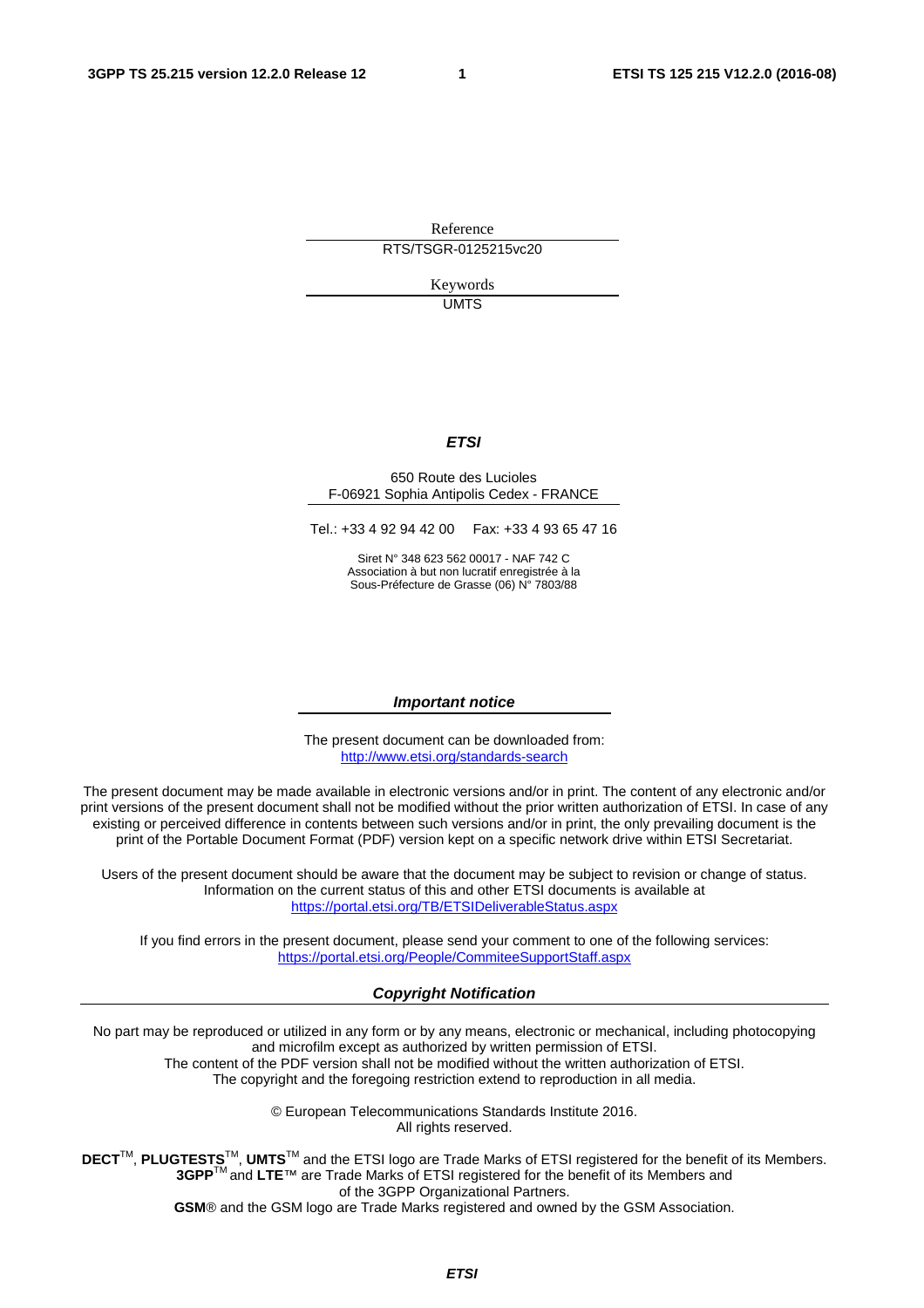Reference

RTS/TSGR-0125215vc20

Keywords

UMTS

***ETSI***

650 Route des Lucioles
F-06921 Sophia Antipolis Cedex - FRANCE

Tel.: +33 4 92 94 42 00 Fax: +33 4 93 65 47 16

Siret N° 348 623 562 00017 - NAF 742 C
Association à but non lucratif enregistrée à la
Sous-Préfecture de Grasse (06) N° 7803/88

***Important notice***

The present document can be downloaded from:
http://www.etsi.org/standards-search

The present document may be made available in electronic versions and/or in print. The content of any electronic and/or print versions of the present document shall not be modified without the prior written authorization of ETSI. In case of any existing or perceived difference in contents between such versions and/or in print, the only prevailing document is the print of the Portable Document Format (PDF) version kept on a specific network drive within ETSI Secretariat.

Users of the present document should be aware that the document may be subject to revision or change of status. Information on the current status of this and other ETSI documents is available at
https://portal.etsi.org/TB/ETSIDeliverableStatus.aspx

If you find errors in the present document, please send your comment to one of the following services:
https://portal.etsi.org/People/CommiteeSupportStaff.aspx

***Copyright Notification***

No part may be reproduced or utilized in any form or by any means, electronic or mechanical, including photocopying and microfilm except as authorized by written permission of ETSI.
The content of the PDF version shall not be modified without the written authorization of ETSI.
The copyright and the foregoing restriction extend to reproduction in all media.

© European Telecommunications Standards Institute 2016.
All rights reserved.

**DECT**™, **PLUGTESTS**™, **UMTS**™ and the ETSI logo are Trade Marks of ETSI registered for the benefit of its Members.
**3GPP**™ and **LTE**™ are Trade Marks of ETSI registered for the benefit of its Members and of the 3GPP Organizational Partners.
**GSM**® and the GSM logo are Trade Marks registered and owned by the GSM Association.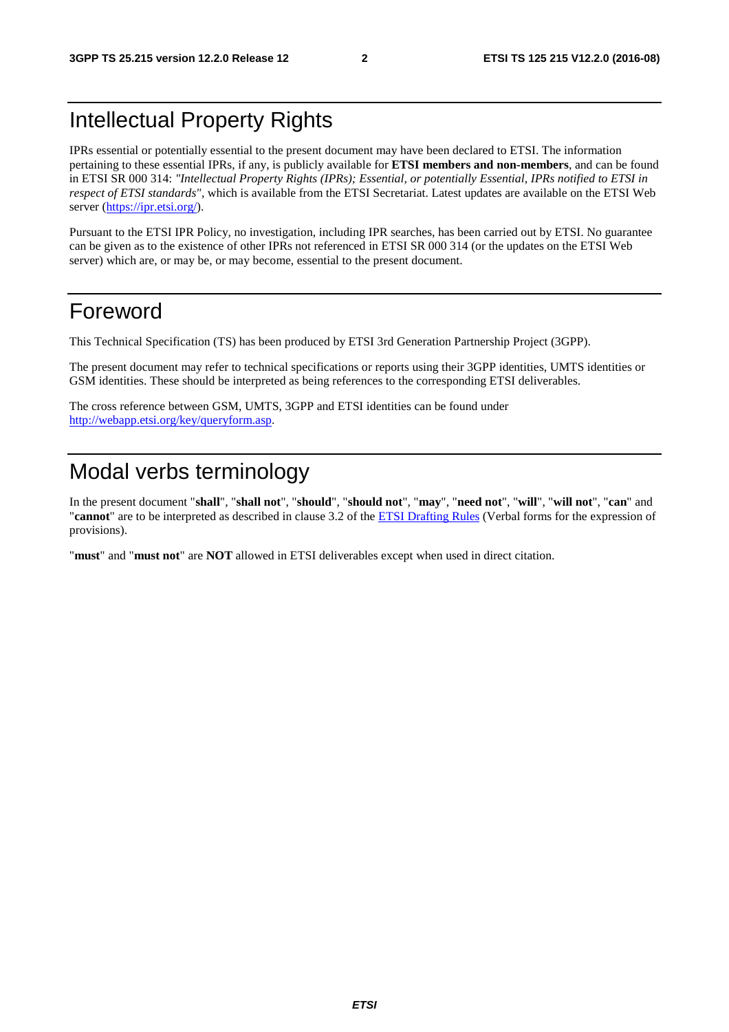# Intellectual Property Rights

IPRs essential or potentially essential to the present document may have been declared to ETSI. The information pertaining to these essential IPRs, if any, is publicly available for **ETSI members and non-members**, and can be found in ETSI SR 000 314: *"Intellectual Property Rights (IPRs); Essential, or potentially Essential, IPRs notified to ETSI in respect of ETSI standards"*, which is available from the ETSI Secretariat. Latest updates are available on the ETSI Web server (https://ipr.etsi.org/).

Pursuant to the ETSI IPR Policy, no investigation, including IPR searches, has been carried out by ETSI. No guarantee can be given as to the existence of other IPRs not referenced in ETSI SR 000 314 (or the updates on the ETSI Web server) which are, or may be, or may become, essential to the present document.

# Foreword

This Technical Specification (TS) has been produced by ETSI 3rd Generation Partnership Project (3GPP).

The present document may refer to technical specifications or reports using their 3GPP identities, UMTS identities or GSM identities. These should be interpreted as being references to the corresponding ETSI deliverables.

The cross reference between GSM, UMTS, 3GPP and ETSI identities can be found under http://webapp.etsi.org/key/queryform.asp.

# Modal verbs terminology

In the present document "**shall**", "**shall not**", "**should**", "**should not**", "**may**", "**need not**", "**will**", "**will not**", "**can**" and "**cannot**" are to be interpreted as described in clause 3.2 of the ETSI Drafting Rules (Verbal forms for the expression of provisions).

"**must**" and "**must not**" are **NOT** allowed in ETSI deliverables except when used in direct citation.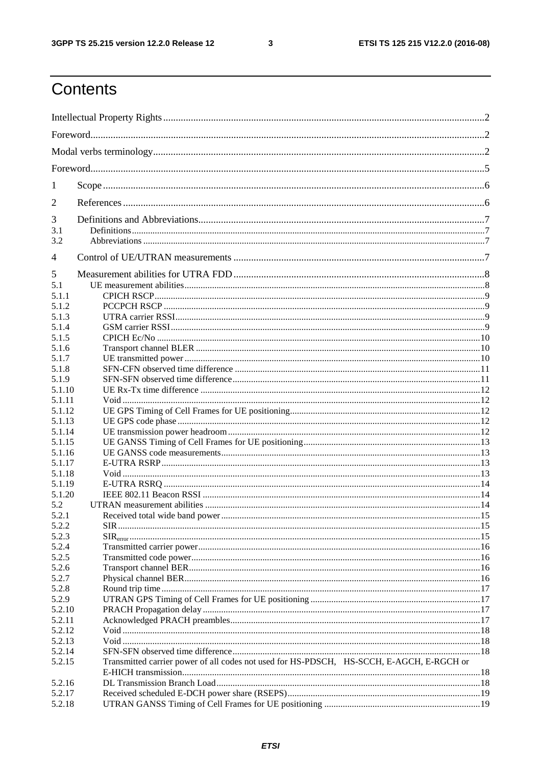# Contents

Intellectual Property Rights ............ 2
Foreword ............ 2
Modal verbs terminology ............ 2
Foreword ............ 5
1 Scope ............ 6
2 References ............ 6
3 Definitions and Abbreviations ............ 7
3.1 Definitions ............ 7
3.2 Abbreviations ............ 7
4 Control of UE/UTRAN measurements ............ 7
5 Measurement abilities for UTRA FDD ............ 8
5.1 UE measurement abilities ............ 8
5.1.1 CPICH RSCP ............ 9
5.1.2 PCCPCH RSCP ............ 9
5.1.3 UTRA carrier RSSI ............ 9
5.1.4 GSM carrier RSSI ............ 9
5.1.5 CPICH Ec/No ............ 10
5.1.6 Transport channel BLER ............ 10
5.1.7 UE transmitted power ............ 10
5.1.8 SFN-CFN observed time difference ............ 11
5.1.9 SFN-SFN observed time difference ............ 11
5.1.10 UE Rx-Tx time difference ............ 12
5.1.11 Void ............ 12
5.1.12 UE GPS Timing of Cell Frames for UE positioning ............ 12
5.1.13 UE GPS code phase ............ 12
5.1.14 UE transmission power headroom ............ 12
5.1.15 UE GANSS Timing of Cell Frames for UE positioning ............ 13
5.1.16 UE GANSS code measurements ............ 13
5.1.17 E-UTRA RSRP ............ 13
5.1.18 Void ............ 13
5.1.19 E-UTRA RSRQ ............ 14
5.1.20 IEEE 802.11 Beacon RSSI ............ 14
5.2 UTRAN measurement abilities ............ 14
5.2.1 Received total wide band power ............ 15
5.2.2 SIR ............ 15
5.2.3 $SIR_{error}$ ............ 15
5.2.4 Transmitted carrier power ............ 16
5.2.5 Transmitted code power ............ 16
5.2.6 Transport channel BER ............ 16
5.2.7 Physical channel BER ............ 16
5.2.8 Round trip time ............ 17
5.2.9 UTRAN GPS Timing of Cell Frames for UE positioning ............ 17
5.2.10 PRACH Propagation delay ............ 17
5.2.11 Acknowledged PRACH preambles ............ 17
5.2.12 Void ............ 18
5.2.13 Void ............ 18
5.2.14 SFN-SFN observed time difference ............ 18
5.2.15 Transmitted carrier power of all codes not used for HS-PDSCH, HS-SCCH, E-AGCH, E-RGCH or E-HICH transmission ............ 18
5.2.16 DL Transmission Branch Load ............ 18
5.2.17 Received scheduled E-DCH power share (RSEPS) ............ 19
5.2.18 UTRAN GANSS Timing of Cell Frames for UE positioning ............ 19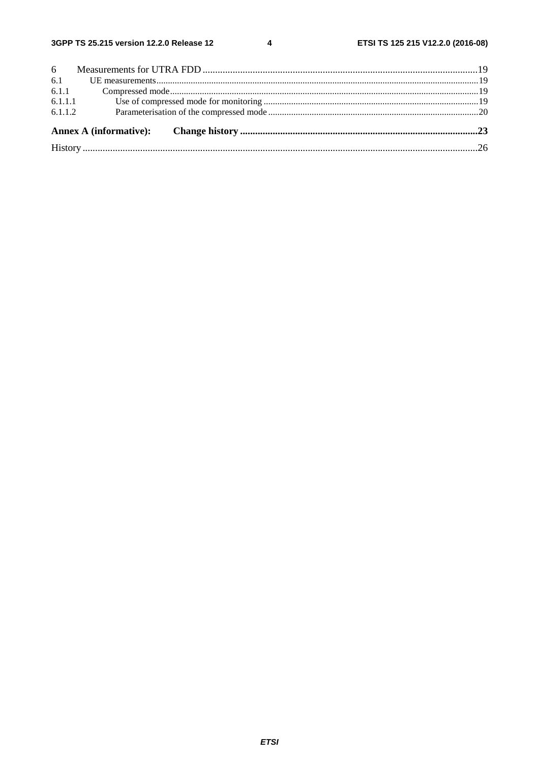6 Measurements for UTRA FDD ....................................................................................................................19
6.1 UE measurements..........................................................................................................................................19
6.1.1 Compressed mode......................................................................................................................................19
6.1.1.1 Use of compressed mode for monitoring ..............................................................................................19
6.1.1.2 Parameterisation of the compressed mode ............................................................................................20

**Annex A (informative): Change history ...............................................................................................23**

History ...........................................................................................................................................................26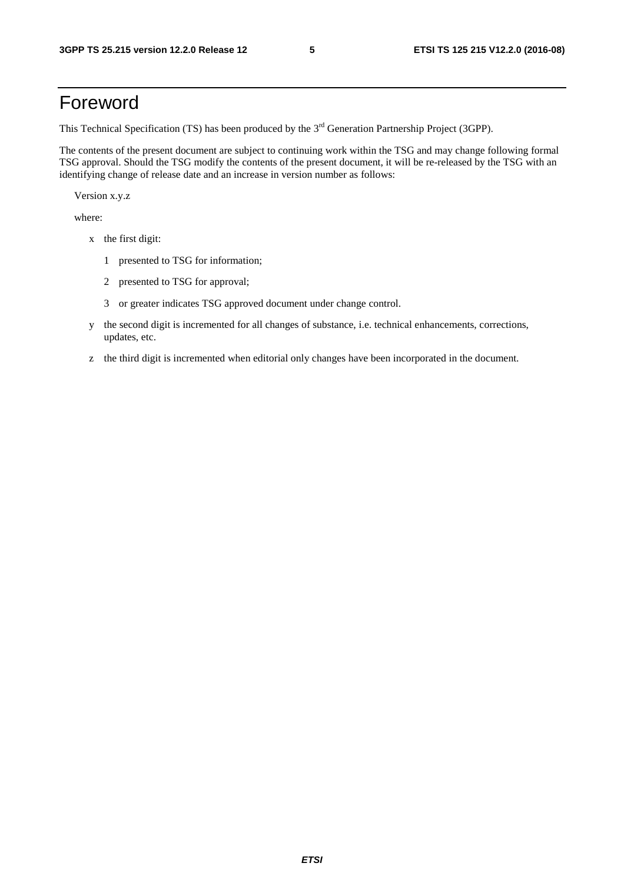# Foreword

This Technical Specification (TS) has been produced by the 3rd Generation Partnership Project (3GPP).

The contents of the present document are subject to continuing work within the TSG and may change following formal TSG approval. Should the TSG modify the contents of the present document, it will be re-released by the TSG with an identifying change of release date and an increase in version number as follows:

Version x.y.z

where:

- x the first digit:
  - 1 presented to TSG for information;
  - 2 presented to TSG for approval;
  - 3 or greater indicates TSG approved document under change control.
- y the second digit is incremented for all changes of substance, i.e. technical enhancements, corrections, updates, etc.
- z the third digit is incremented when editorial only changes have been incorporated in the document.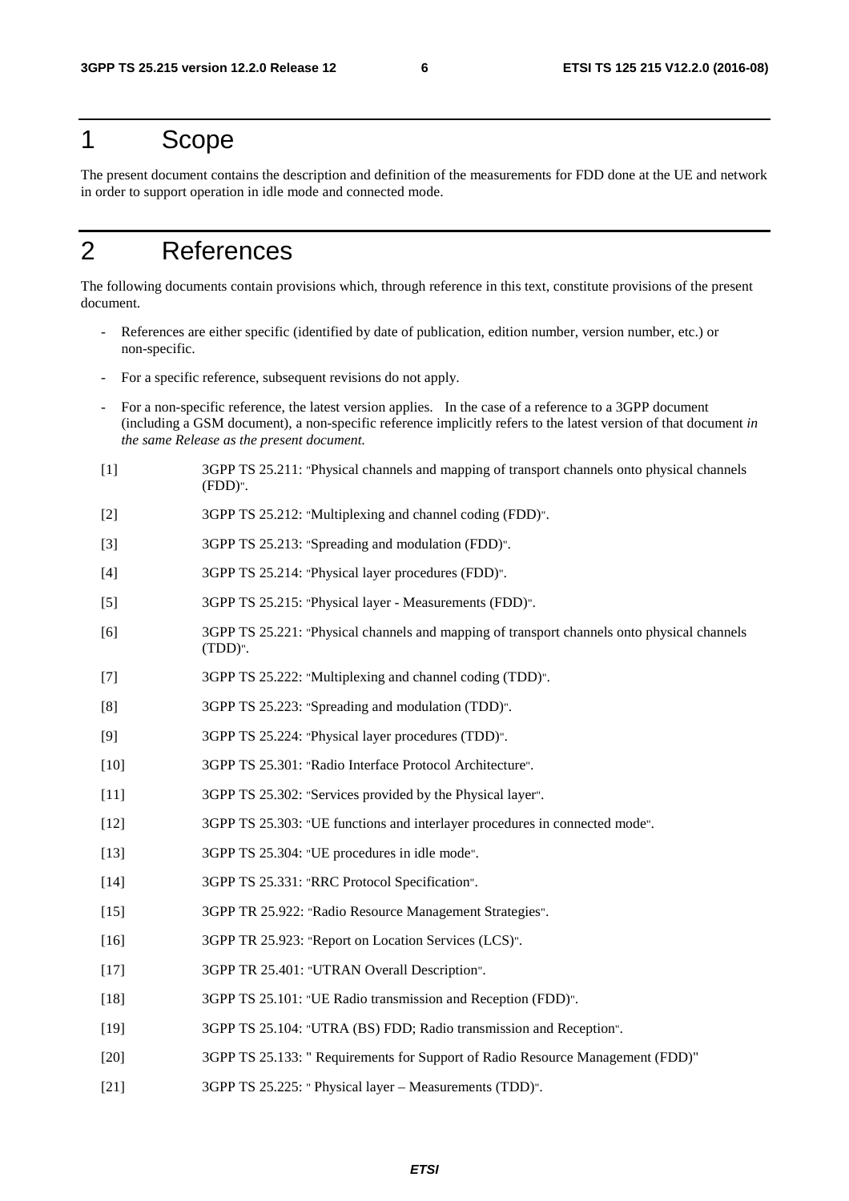# 1 Scope

The present document contains the description and definition of the measurements for FDD done at the UE and network in order to support operation in idle mode and connected mode.

# 2 References

The following documents contain provisions which, through reference in this text, constitute provisions of the present document.

- References are either specific (identified by date of publication, edition number, version number, etc.) or non-specific.
- For a specific reference, subsequent revisions do not apply.
- For a non-specific reference, the latest version applies. In the case of a reference to a 3GPP document (including a GSM document), a non-specific reference implicitly refers to the latest version of that document *in the same Release as the present document.*

[1] 3GPP TS 25.211: "Physical channels and mapping of transport channels onto physical channels (FDD)".

[2] 3GPP TS 25.212: "Multiplexing and channel coding (FDD)".

[3] 3GPP TS 25.213: "Spreading and modulation (FDD)".

[4] 3GPP TS 25.214: "Physical layer procedures (FDD)".

[5] 3GPP TS 25.215: "Physical layer - Measurements (FDD)".

[6] 3GPP TS 25.221: "Physical channels and mapping of transport channels onto physical channels (TDD)".

[7] 3GPP TS 25.222: "Multiplexing and channel coding (TDD)".

[8] 3GPP TS 25.223: "Spreading and modulation (TDD)".

[9] 3GPP TS 25.224: "Physical layer procedures (TDD)".

[10] 3GPP TS 25.301: "Radio Interface Protocol Architecture".

[11] 3GPP TS 25.302: "Services provided by the Physical layer".

[12] 3GPP TS 25.303: "UE functions and interlayer procedures in connected mode".

[13] 3GPP TS 25.304: "UE procedures in idle mode".

[14] 3GPP TS 25.331: "RRC Protocol Specification".

[15] 3GPP TR 25.922: "Radio Resource Management Strategies".

[16] 3GPP TR 25.923: "Report on Location Services (LCS)".

[17] 3GPP TR 25.401: "UTRAN Overall Description".

[18] 3GPP TS 25.101: "UE Radio transmission and Reception (FDD)".

[19] 3GPP TS 25.104: "UTRA (BS) FDD; Radio transmission and Reception".

[20] 3GPP TS 25.133: " Requirements for Support of Radio Resource Management (FDD)"

[21] 3GPP TS 25.225: " Physical layer – Measurements (TDD)".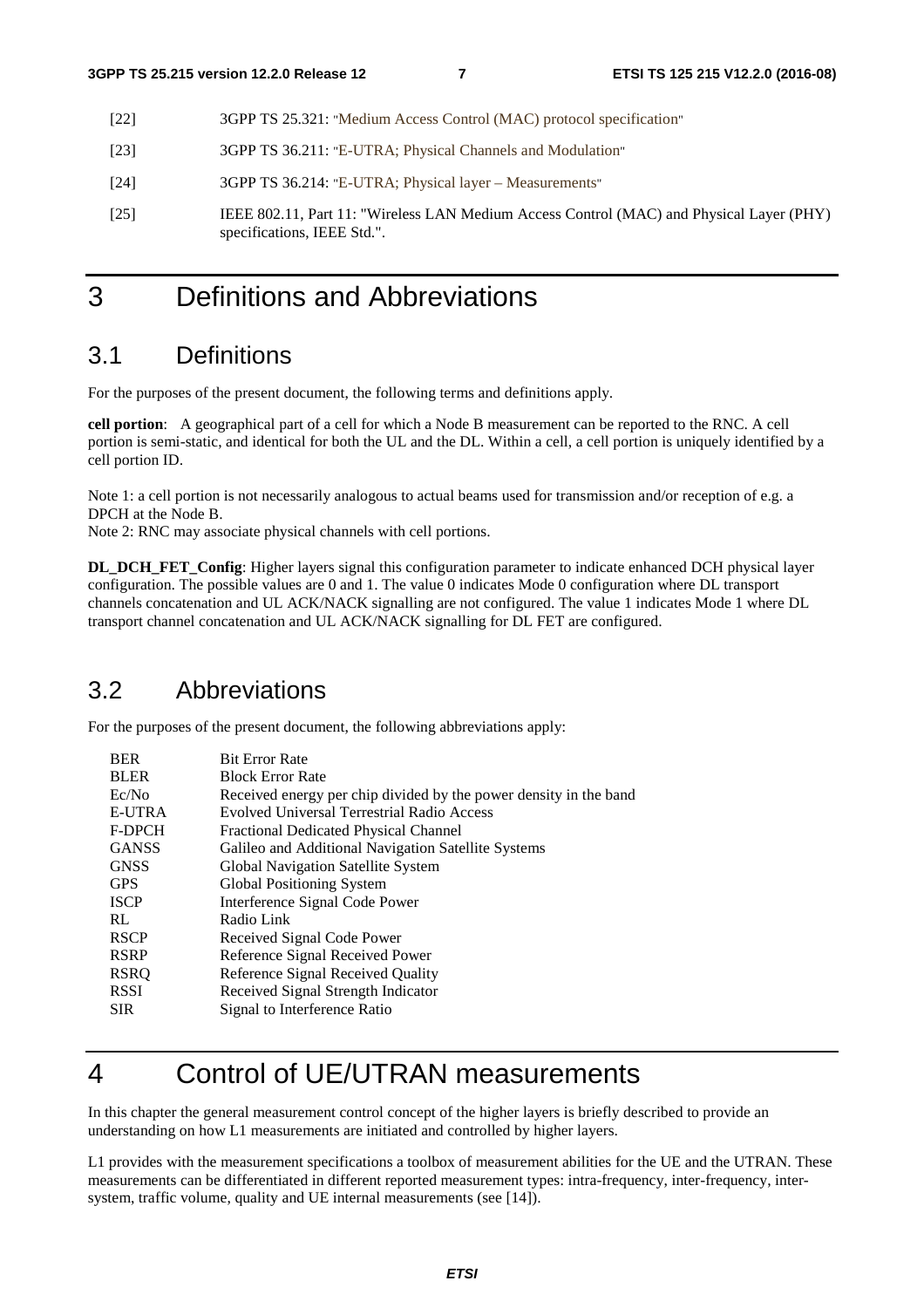[22] 3GPP TS 25.321: "Medium Access Control (MAC) protocol specification"

[23] 3GPP TS 36.211: "E-UTRA; Physical Channels and Modulation"

[24] 3GPP TS 36.214: "E-UTRA; Physical layer – Measurements"

[25] IEEE 802.11, Part 11: "Wireless LAN Medium Access Control (MAC) and Physical Layer (PHY) specifications, IEEE Std.".

# 3 Definitions and Abbreviations

## 3.1 Definitions

For the purposes of the present document, the following terms and definitions apply.

**cell portion**: A geographical part of a cell for which a Node B measurement can be reported to the RNC. A cell portion is semi-static, and identical for both the UL and the DL. Within a cell, a cell portion is uniquely identified by a cell portion ID.

Note 1: a cell portion is not necessarily analogous to actual beams used for transmission and/or reception of e.g. a DPCH at the Node B.
Note 2: RNC may associate physical channels with cell portions.

**DL_DCH_FET_Config**: Higher layers signal this configuration parameter to indicate enhanced DCH physical layer configuration. The possible values are 0 and 1. The value 0 indicates Mode 0 configuration where DL transport channels concatenation and UL ACK/NACK signalling are not configured. The value 1 indicates Mode 1 where DL transport channel concatenation and UL ACK/NACK signalling for DL FET are configured.

## 3.2 Abbreviations

For the purposes of the present document, the following abbreviations apply:

| | |
|---|---|
| BER | Bit Error Rate |
| BLER | Block Error Rate |
| Ec/No | Received energy per chip divided by the power density in the band |
| E-UTRA | Evolved Universal Terrestrial Radio Access |
| F-DPCH | Fractional Dedicated Physical Channel |
| GANSS | Galileo and Additional Navigation Satellite Systems |
| GNSS | Global Navigation Satellite System |
| GPS | Global Positioning System |
| ISCP | Interference Signal Code Power |
| RL | Radio Link |
| RSCP | Received Signal Code Power |
| RSRP | Reference Signal Received Power |
| RSRQ | Reference Signal Received Quality |
| RSSI | Received Signal Strength Indicator |
| SIR | Signal to Interference Ratio |

# 4 Control of UE/UTRAN measurements

In this chapter the general measurement control concept of the higher layers is briefly described to provide an understanding on how L1 measurements are initiated and controlled by higher layers.

L1 provides with the measurement specifications a toolbox of measurement abilities for the UE and the UTRAN. These measurements can be differentiated in different reported measurement types: intra-frequency, inter-frequency, inter-system, traffic volume, quality and UE internal measurements (see [14]).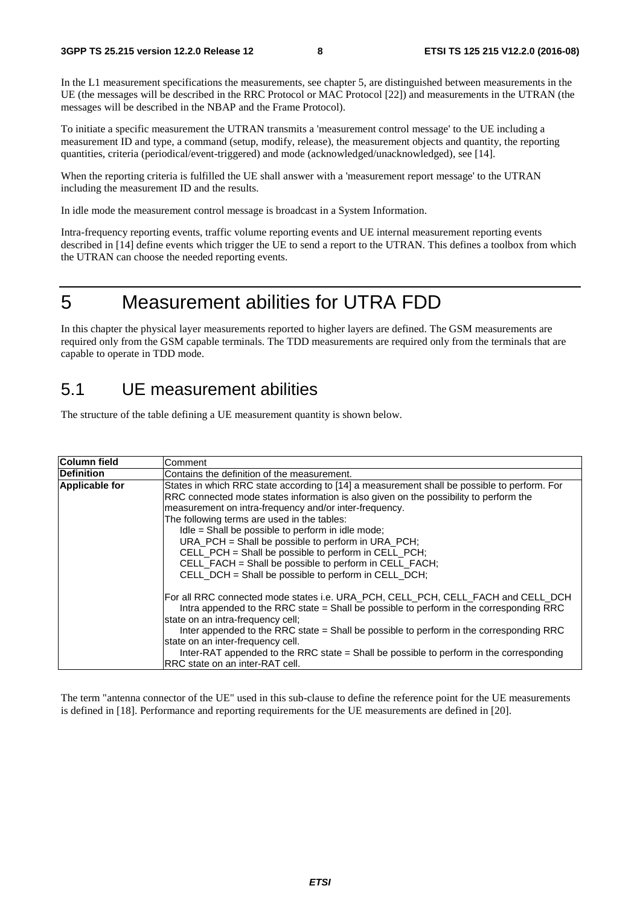In the L1 measurement specifications the measurements, see chapter 5, are distinguished between measurements in the UE (the messages will be described in the RRC Protocol or MAC Protocol [22]) and measurements in the UTRAN (the messages will be described in the NBAP and the Frame Protocol).

To initiate a specific measurement the UTRAN transmits a 'measurement control message' to the UE including a measurement ID and type, a command (setup, modify, release), the measurement objects and quantity, the reporting quantities, criteria (periodical/event-triggered) and mode (acknowledged/unacknowledged), see [14].

When the reporting criteria is fulfilled the UE shall answer with a 'measurement report message' to the UTRAN including the measurement ID and the results.

In idle mode the measurement control message is broadcast in a System Information.

Intra-frequency reporting events, traffic volume reporting events and UE internal measurement reporting events described in [14] define events which trigger the UE to send a report to the UTRAN. This defines a toolbox from which the UTRAN can choose the needed reporting events.

# 5 Measurement abilities for UTRA FDD

In this chapter the physical layer measurements reported to higher layers are defined. The GSM measurements are required only from the GSM capable terminals. The TDD measurements are required only from the terminals that are capable to operate in TDD mode.

## 5.1 UE measurement abilities

The structure of the table defining a UE measurement quantity is shown below.

| **Column field** | Comment |
|---|---|
| **Definition** | Contains the definition of the measurement. |
| **Applicable for** | States in which RRC state according to [14] a measurement shall be possible to perform. For RRC connected mode states information is also given on the possibility to perform the measurement on intra-frequency and/or inter-frequency.<br>The following terms are used in the tables:<br>Idle = Shall be possible to perform in idle mode;<br>URA_PCH = Shall be possible to perform in URA_PCH;<br>CELL_PCH = Shall be possible to perform in CELL_PCH;<br>CELL_FACH = Shall be possible to perform in CELL_FACH;<br>CELL_DCH = Shall be possible to perform in CELL_DCH;<br><br>For all RRC connected mode states i.e. URA_PCH, CELL_PCH, CELL_FACH and CELL_DCH<br>Intra appended to the RRC state = Shall be possible to perform in the corresponding RRC state on an intra-frequency cell;<br>Inter appended to the RRC state = Shall be possible to perform in the corresponding RRC state on an inter-frequency cell.<br>Inter-RAT appended to the RRC state = Shall be possible to perform in the corresponding RRC state on an inter-RAT cell. |

The term "antenna connector of the UE" used in this sub-clause to define the reference point for the UE measurements is defined in [18]. Performance and reporting requirements for the UE measurements are defined in [20].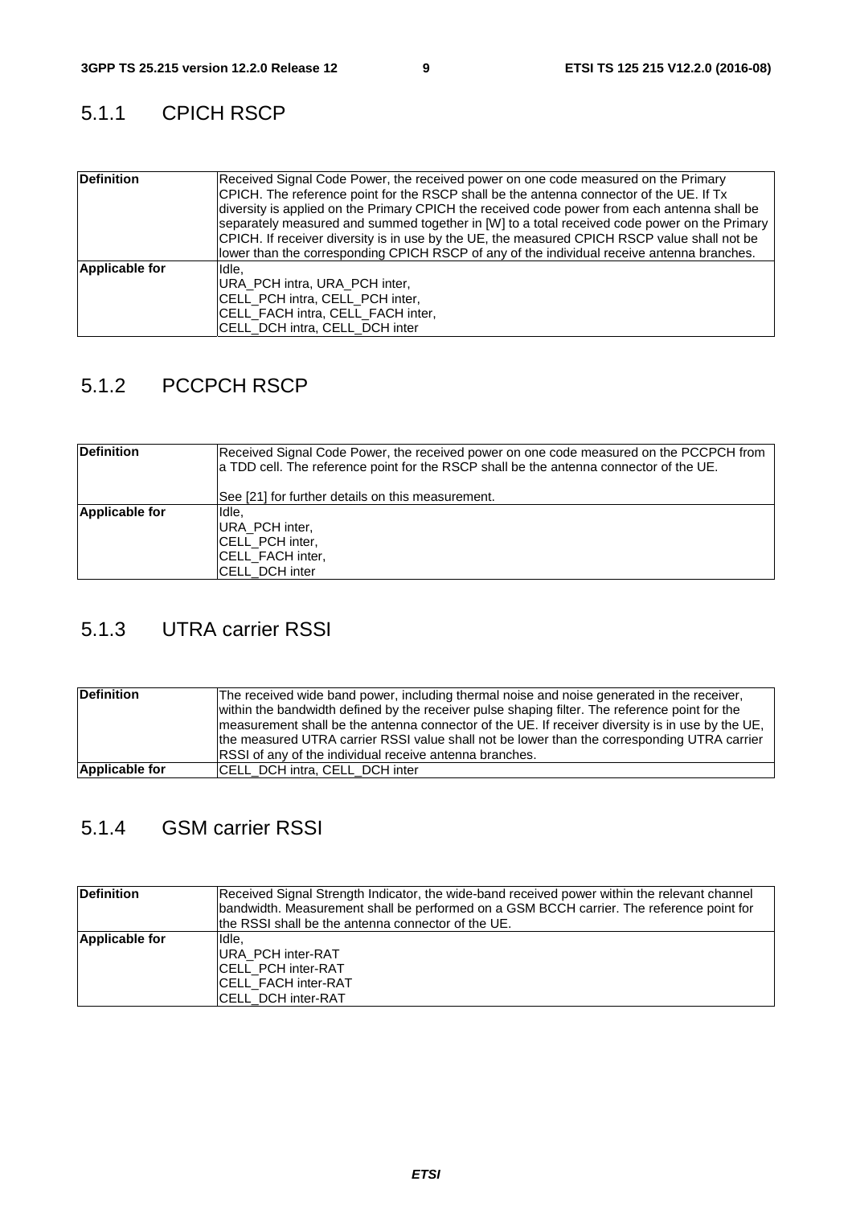### 5.1.1 CPICH RSCP

| **Definition** | Received Signal Code Power, the received power on one code measured on the Primary CPICH. The reference point for the RSCP shall be the antenna connector of the UE. If Tx diversity is applied on the Primary CPICH the received code power from each antenna shall be separately measured and summed together in [W] to a total received code power on the Primary CPICH. If receiver diversity is in use by the UE, the measured CPICH RSCP value shall not be lower than the corresponding CPICH RSCP of any of the individual receive antenna branches. |
|---|---|
| **Applicable for** | Idle,<br>URA_PCH intra, URA_PCH inter,<br>CELL_PCH intra, CELL_PCH inter,<br>CELL_FACH intra, CELL_FACH inter,<br>CELL_DCH intra, CELL_DCH inter |

### 5.1.2 PCCPCH RSCP

| **Definition** | Received Signal Code Power, the received power on one code measured on the PCCPCH from a TDD cell. The reference point for the RSCP shall be the antenna connector of the UE.<br><br>See [21] for further details on this measurement. |
|---|---|
| **Applicable for** | Idle,<br>URA_PCH inter,<br>CELL_PCH inter,<br>CELL_FACH inter,<br>CELL_DCH inter |

### 5.1.3 UTRA carrier RSSI

| **Definition** | The received wide band power, including thermal noise and noise generated in the receiver, within the bandwidth defined by the receiver pulse shaping filter. The reference point for the measurement shall be the antenna connector of the UE. If receiver diversity is in use by the UE, the measured UTRA carrier RSSI value shall not be lower than the corresponding UTRA carrier RSSI of any of the individual receive antenna branches. |
|---|---|
| **Applicable for** | CELL_DCH intra, CELL_DCH inter |

### 5.1.4 GSM carrier RSSI

| **Definition** | Received Signal Strength Indicator, the wide-band received power within the relevant channel bandwidth. Measurement shall be performed on a GSM BCCH carrier. The reference point for the RSSI shall be the antenna connector of the UE. |
|---|---|
| **Applicable for** | Idle,<br>URA_PCH inter-RAT<br>CELL_PCH inter-RAT<br>CELL_FACH inter-RAT<br>CELL_DCH inter-RAT |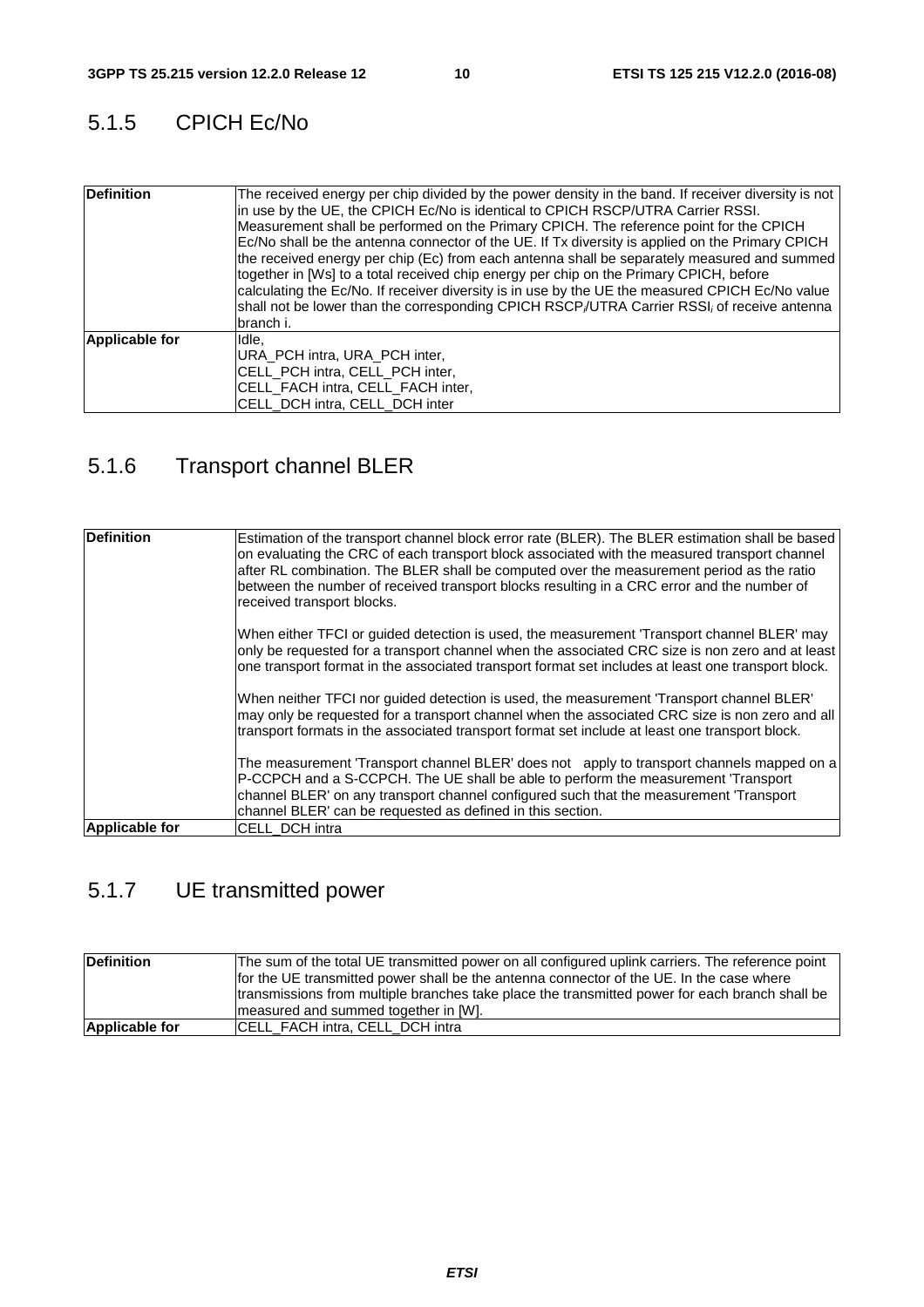### 5.1.5 CPICH Ec/No

| | |
|---|---|
| **Definition** | The received energy per chip divided by the power density in the band. If receiver diversity is not in use by the UE, the CPICH Ec/No is identical to CPICH RSCP/UTRA Carrier RSSI. Measurement shall be performed on the Primary CPICH. The reference point for the CPICH Ec/No shall be the antenna connector of the UE. If Tx diversity is applied on the Primary CPICH the received energy per chip (Ec) from each antenna shall be separately measured and summed together in [Ws] to a total received chip energy per chip on the Primary CPICH, before calculating the Ec/No. If receiver diversity is in use by the UE the measured CPICH Ec/No value shall not be lower than the corresponding CPICH $RSCP_i$/UTRA Carrier $RSSI_i$ of receive antenna branch i. |
| **Applicable for** | Idle,<br>URA_PCH intra, URA_PCH inter,<br>CELL_PCH intra, CELL_PCH inter,<br>CELL_FACH intra, CELL_FACH inter,<br>CELL_DCH intra, CELL_DCH inter |

### 5.1.6 Transport channel BLER

| | |
|---|---|
| **Definition** | Estimation of the transport channel block error rate (BLER). The BLER estimation shall be based on evaluating the CRC of each transport block associated with the measured transport channel after RL combination. The BLER shall be computed over the measurement period as the ratio between the number of received transport blocks resulting in a CRC error and the number of received transport blocks.<br><br>When either TFCI or guided detection is used, the measurement 'Transport channel BLER' may only be requested for a transport channel when the associated CRC size is non zero and at least one transport format in the associated transport format set includes at least one transport block.<br><br>When neither TFCI nor guided detection is used, the measurement 'Transport channel BLER' may only be requested for a transport channel when the associated CRC size is non zero and all transport formats in the associated transport format set include at least one transport block.<br><br>The measurement 'Transport channel BLER' does not apply to transport channels mapped on a P-CCPCH and a S-CCPCH. The UE shall be able to perform the measurement 'Transport channel BLER' on any transport channel configured such that the measurement 'Transport channel BLER' can be requested as defined in this section. |
| **Applicable for** | CELL_DCH intra |

### 5.1.7 UE transmitted power

| | |
|---|---|
| **Definition** | The sum of the total UE transmitted power on all configured uplink carriers. The reference point for the UE transmitted power shall be the antenna connector of the UE. In the case where transmissions from multiple branches take place the transmitted power for each branch shall be measured and summed together in [W]. |
| **Applicable for** | CELL_FACH intra, CELL_DCH intra |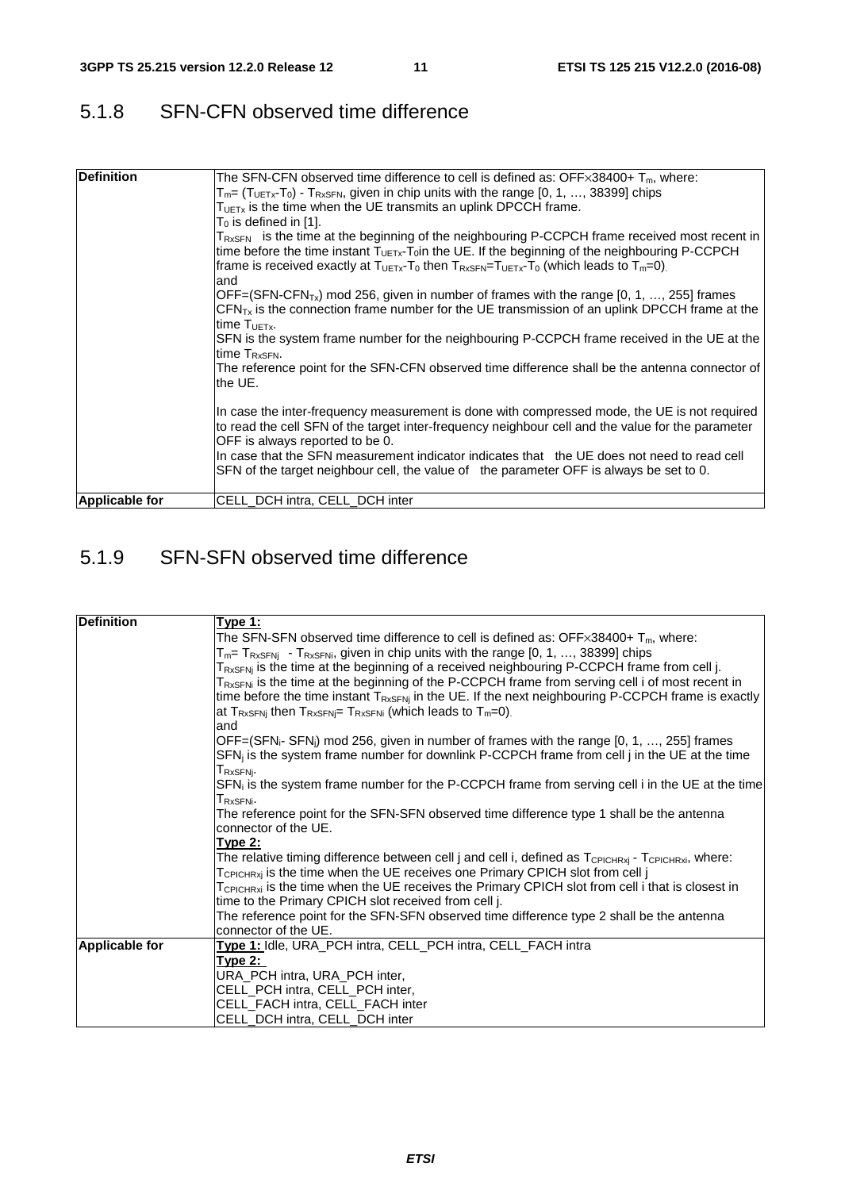### 5.1.8 SFN-CFN observed time difference

| | |
|---|---|
| **Definition** | The SFN-CFN observed time difference to cell is defined as: $OFF \times 38400 + T_m$, where:<br>$T_m = (T_{UETx} - T_0) - T_{RxSFN}$, given in chip units with the range [0, 1, …, 38399] chips<br>$T_{UETx}$ is the time when the UE transmits an uplink DPCCH frame.<br>$T_0$ is defined in [1].<br>$T_{RxSFN}$ is the time at the beginning of the neighbouring P-CCPCH frame received most recent in time before the time instant $T_{UETx}$-$T_0$ in the UE. If the beginning of the neighbouring P-CCPCH frame is received exactly at $T_{UETx}$-$T_0$ then $T_{RxSFN} = T_{UETx} - T_0$ (which leads to $T_m$=0).<br>and<br>$OFF = (SFN - CFN_{Tx}) \bmod 256$, given in number of frames with the range [0, 1, …, 255] frames<br>$CFN_{Tx}$ is the connection frame number for the UE transmission of an uplink DPCCH frame at the time $T_{UETx}$.<br>SFN is the system frame number for the neighbouring P-CCPCH frame received in the UE at the time $T_{RxSFN}$.<br>The reference point for the SFN-CFN observed time difference shall be the antenna connector of the UE.<br><br>In case the inter-frequency measurement is done with compressed mode, the UE is not required to read the cell SFN of the target inter-frequency neighbour cell and the value for the parameter OFF is always reported to be 0.<br>In case that the SFN measurement indicator indicates that the UE does not need to read cell SFN of the target neighbour cell, the value of the parameter OFF is always be set to 0. |
| **Applicable for** | CELL_DCH intra, CELL_DCH inter |

### 5.1.9 SFN-SFN observed time difference

| | |
|---|---|
| **Definition** | <u>**Type 1:**</u><br>The SFN-SFN observed time difference to cell is defined as: $OFF \times 38400 + T_m$, where:<br>$T_m = T_{RxSFNj} - T_{RxSFNi}$, given in chip units with the range [0, 1, …, 38399] chips<br>$T_{RxSFNj}$ is the time at the beginning of a received neighbouring P-CCPCH frame from cell j.<br>$T_{RxSFNi}$ is the time at the beginning of the P-CCPCH frame from serving cell i of most recent in time before the time instant $T_{RxSFNj}$ in the UE. If the next neighbouring P-CCPCH frame is exactly at $T_{RxSFNj}$ then $T_{RxSFNj} = T_{RxSFNi}$ (which leads to $T_m$=0).<br>and<br>$OFF = (SFN_i - SFN_j) \bmod 256$, given in number of frames with the range [0, 1, …, 255] frames<br>$SFN_j$ is the system frame number for downlink P-CCPCH frame from cell j in the UE at the time $T_{RxSFNj}$.<br>$SFN_i$ is the system frame number for the P-CCPCH frame from serving cell i in the UE at the time $T_{RxSFNi}$.<br>The reference point for the SFN-SFN observed time difference type 1 shall be the antenna connector of the UE.<br><u>**Type 2:**</u><br>The relative timing difference between cell j and cell i, defined as $T_{CPICHRxj} - T_{CPICHRxi}$, where:<br>$T_{CPICHRxj}$ is the time when the UE receives one Primary CPICH slot from cell j<br>$T_{CPICHRxi}$ is the time when the UE receives the Primary CPICH slot from cell i that is closest in time to the Primary CPICH slot received from cell j.<br>The reference point for the SFN-SFN observed time difference type 2 shall be the antenna connector of the UE. |
| **Applicable for** | <u>**Type 1:**</u> Idle, URA_PCH intra, CELL_PCH intra, CELL_FACH intra<br><u>**Type 2:**</u><br>URA_PCH intra, URA_PCH inter,<br>CELL_PCH intra, CELL_PCH inter,<br>CELL_FACH intra, CELL_FACH inter<br>CELL_DCH intra, CELL_DCH inter |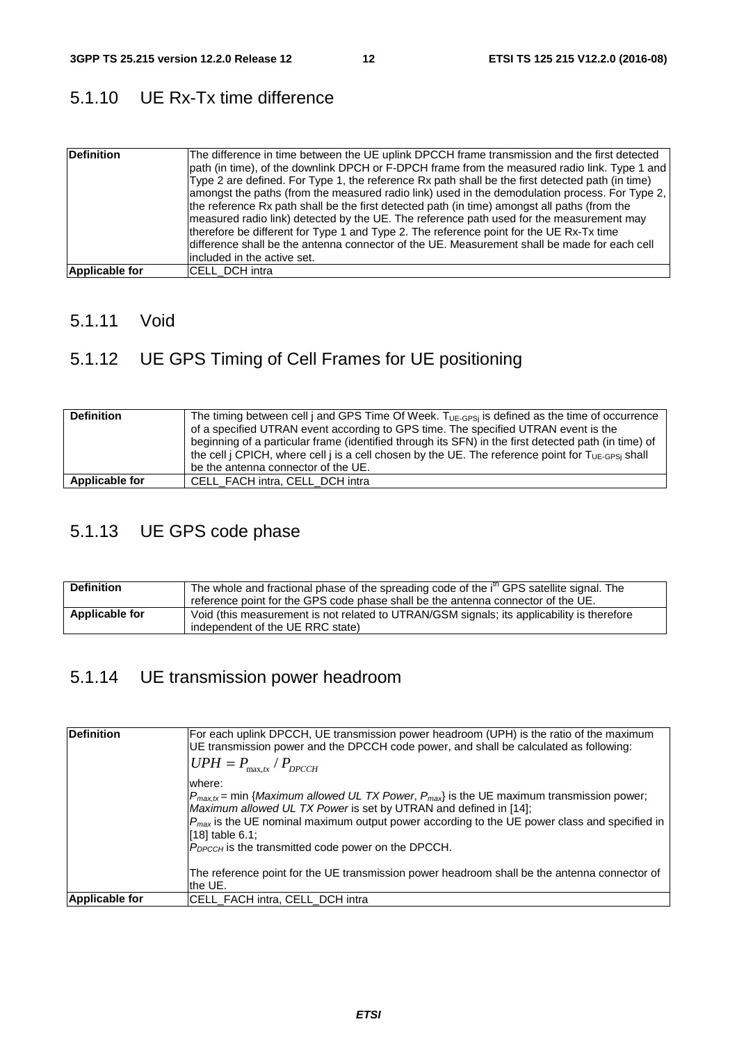### 5.1.10 UE Rx-Tx time difference

| **Definition** | The difference in time between the UE uplink DPCCH frame transmission and the first detected path (in time), of the downlink DPCH or F-DPCH frame from the measured radio link. Type 1 and Type 2 are defined. For Type 1, the reference Rx path shall be the first detected path (in time) amongst the paths (from the measured radio link) used in the demodulation process. For Type 2, the reference Rx path shall be the first detected path (in time) amongst all paths (from the measured radio link) detected by the UE. The reference path used for the measurement may therefore be different for Type 1 and Type 2. The reference point for the UE Rx-Tx time difference shall be the antenna connector of the UE. Measurement shall be made for each cell included in the active set. |
|---|---|
| **Applicable for** | CELL_DCH intra |

### 5.1.11 Void

### 5.1.12 UE GPS Timing of Cell Frames for UE positioning

| **Definition** | The timing between cell j and GPS Time Of Week. $T_{UE-GPSj}$ is defined as the time of occurrence of a specified UTRAN event according to GPS time. The specified UTRAN event is the beginning of a particular frame (identified through its SFN) in the first detected path (in time) of the cell j CPICH, where cell j is a cell chosen by the UE. The reference point for $T_{UE-GPSj}$ shall be the antenna connector of the UE. |
|---|---|
| **Applicable for** | CELL_FACH intra, CELL_DCH intra |

### 5.1.13 UE GPS code phase

| **Definition** | The whole and fractional phase of the spreading code of the $i^{th}$ GPS satellite signal. The reference point for the GPS code phase shall be the antenna connector of the UE. |
|---|---|
| **Applicable for** | Void (this measurement is not related to UTRAN/GSM signals; its applicability is therefore independent of the UE RRC state) |

### 5.1.14 UE transmission power headroom

| **Definition** | For each uplink DPCCH, UE transmission power headroom (UPH) is the ratio of the maximum UE transmission power and the DPCCH code power, and shall be calculated as following: $UPH = P_{max,tx} / P_{DPCCH}$ where: $P_{max,tx}$ = min {*Maximum allowed UL TX Power*, $P_{max}$} is the UE maximum transmission power; *Maximum allowed UL TX Power* is set by UTRAN and defined in [14]; $P_{max}$ is the UE nominal maximum output power according to the UE power class and specified in [18] table 6.1; $P_{DPCCH}$ is the transmitted code power on the DPCCH. The reference point for the UE transmission power headroom shall be the antenna connector of the UE. |
|---|---|
| **Applicable for** | CELL_FACH intra, CELL_DCH intra |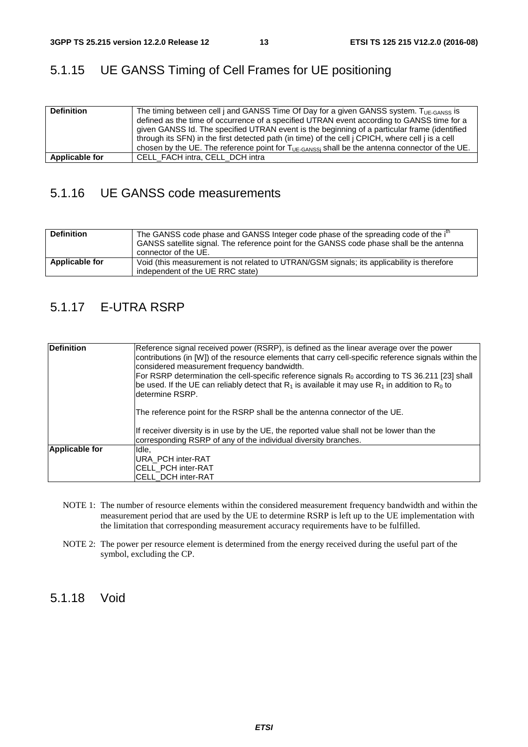### 5.1.15 UE GANSS Timing of Cell Frames for UE positioning

| | |
|---|---|
| **Definition** | The timing between cell j and GANSS Time Of Day for a given GANSS system. $T_{UE\text{-}GANSS}$ is defined as the time of occurrence of a specified UTRAN event according to GANSS time for a given GANSS Id. The specified UTRAN event is the beginning of a particular frame (identified through its SFN) in the first detected path (in time) of the cell j CPICH, where cell j is a cell chosen by the UE. The reference point for $T_{UE\text{-}GANSSj}$ shall be the antenna connector of the UE. |
| **Applicable for** | CELL_FACH intra, CELL_DCH intra |

### 5.1.16 UE GANSS code measurements

| | |
|---|---|
| **Definition** | The GANSS code phase and GANSS Integer code phase of the spreading code of the $i^{th}$ GANSS satellite signal. The reference point for the GANSS code phase shall be the antenna connector of the UE. |
| **Applicable for** | Void (this measurement is not related to UTRAN/GSM signals; its applicability is therefore independent of the UE RRC state) |

### 5.1.17 E-UTRA RSRP

| | |
|---|---|
| **Definition** | Reference signal received power (RSRP), is defined as the linear average over the power contributions (in [W]) of the resource elements that carry cell-specific reference signals within the considered measurement frequency bandwidth.<br>For RSRP determination the cell-specific reference signals $R_0$ according to TS 36.211 [23] shall be used. If the UE can reliably detect that $R_1$ is available it may use $R_1$ in addition to $R_0$ to determine RSRP.<br><br>The reference point for the RSRP shall be the antenna connector of the UE.<br><br>If receiver diversity is in use by the UE, the reported value shall not be lower than the corresponding RSRP of any of the individual diversity branches. |
| **Applicable for** | Idle,<br>URA_PCH inter-RAT<br>CELL_PCH inter-RAT<br>CELL_DCH inter-RAT |

NOTE 1: The number of resource elements within the considered measurement frequency bandwidth and within the measurement period that are used by the UE to determine RSRP is left up to the UE implementation with the limitation that corresponding measurement accuracy requirements have to be fulfilled.

NOTE 2: The power per resource element is determined from the energy received during the useful part of the symbol, excluding the CP.

### 5.1.18 Void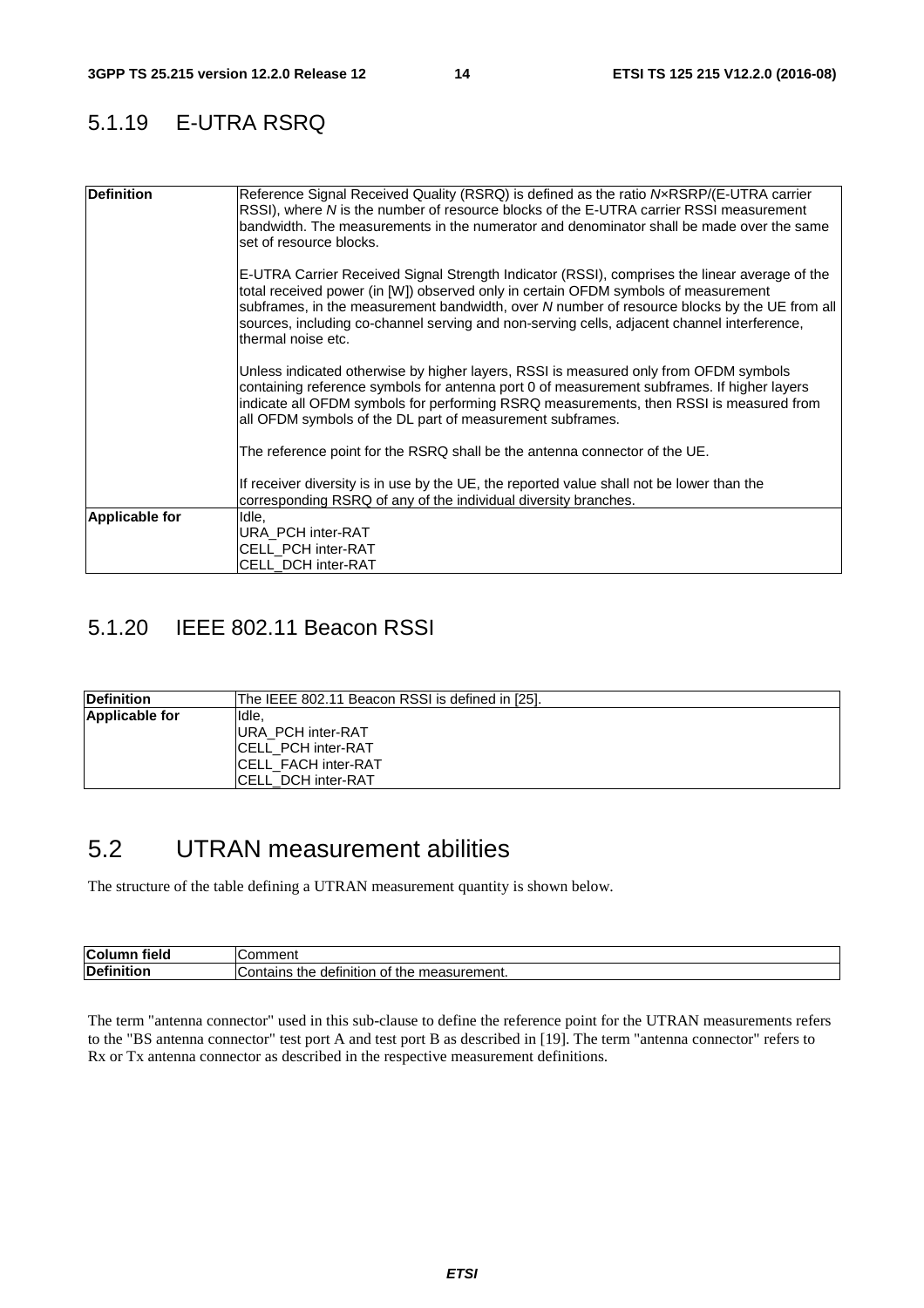### 5.1.19 E-UTRA RSRQ

| | |
|---|---|
| **Definition** | Reference Signal Received Quality (RSRQ) is defined as the ratio $N$×RSRP/(E-UTRA carrier RSSI), where $N$ is the number of resource blocks of the E-UTRA carrier RSSI measurement bandwidth. The measurements in the numerator and denominator shall be made over the same set of resource blocks.<br><br>E-UTRA Carrier Received Signal Strength Indicator (RSSI), comprises the linear average of the total received power (in [W]) observed only in certain OFDM symbols of measurement subframes, in the measurement bandwidth, over $N$ number of resource blocks by the UE from all sources, including co-channel serving and non-serving cells, adjacent channel interference, thermal noise etc.<br><br>Unless indicated otherwise by higher layers, RSSI is measured only from OFDM symbols containing reference symbols for antenna port 0 of measurement subframes. If higher layers indicate all OFDM symbols for performing RSRQ measurements, then RSSI is measured from all OFDM symbols of the DL part of measurement subframes.<br><br>The reference point for the RSRQ shall be the antenna connector of the UE.<br><br>If receiver diversity is in use by the UE, the reported value shall not be lower than the corresponding RSRQ of any of the individual diversity branches. |
| **Applicable for** | Idle,<br>URA_PCH inter-RAT<br>CELL_PCH inter-RAT<br>CELL_DCH inter-RAT |

### 5.1.20 IEEE 802.11 Beacon RSSI

| | |
|---|---|
| **Definition** | The IEEE 802.11 Beacon RSSI is defined in [25]. |
| **Applicable for** | Idle,<br>URA_PCH inter-RAT<br>CELL_PCH inter-RAT<br>CELL_FACH inter-RAT<br>CELL_DCH inter-RAT |

## 5.2 UTRAN measurement abilities

The structure of the table defining a UTRAN measurement quantity is shown below.

| **Column field** | Comment |
|---|---|
| **Definition** | Contains the definition of the measurement. |

The term "antenna connector" used in this sub-clause to define the reference point for the UTRAN measurements refers to the "BS antenna connector" test port A and test port B as described in [19]. The term "antenna connector" refers to Rx or Tx antenna connector as described in the respective measurement definitions.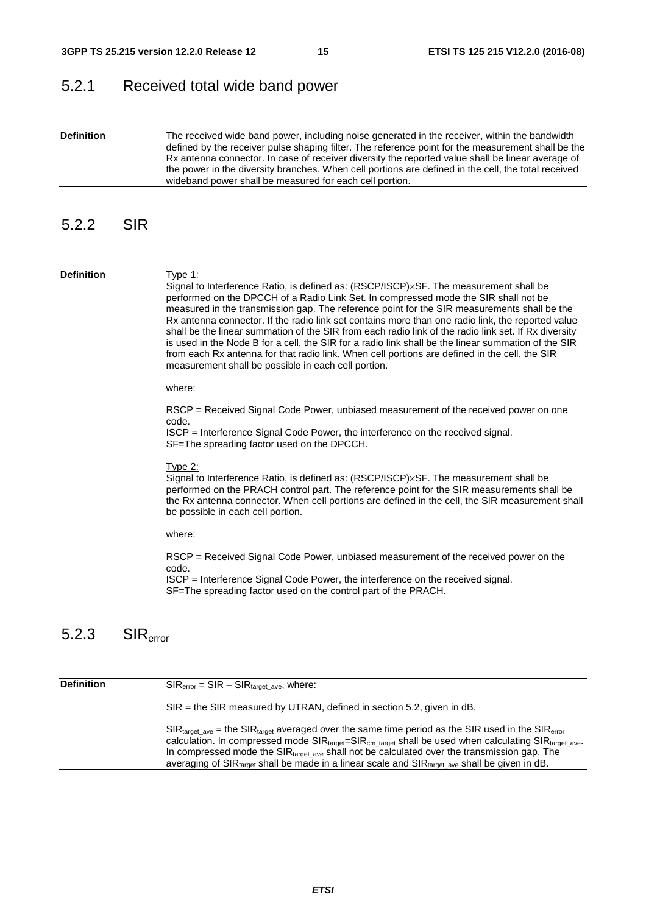## 5.2.1 Received total wide band power

| Definition | The received wide band power, including noise generated in the receiver, within the bandwidth defined by the receiver pulse shaping filter. The reference point for the measurement shall be the Rx antenna connector. In case of receiver diversity the reported value shall be linear average of the power in the diversity branches. When cell portions are defined in the cell, the total received wideband power shall be measured for each cell portion. |
|---|---|

## 5.2.2 SIR

| Definition | Type 1:<br>Signal to Interference Ratio, is defined as: (RSCP/ISCP)×SF. The measurement shall be performed on the DPCCH of a Radio Link Set. In compressed mode the SIR shall not be measured in the transmission gap. The reference point for the SIR measurements shall be the Rx antenna connector. If the radio link set contains more than one radio link, the reported value shall be the linear summation of the SIR from each radio link of the radio link set. If Rx diversity is used in the Node B for a cell, the SIR for a radio link shall be the linear summation of the SIR from each Rx antenna for that radio link. When cell portions are defined in the cell, the SIR measurement shall be possible in each cell portion.<br><br>where:<br><br>RSCP = Received Signal Code Power, unbiased measurement of the received power on one code.<br>ISCP = Interference Signal Code Power, the interference on the received signal.<br>SF=The spreading factor used on the DPCCH.<br><br>Type 2:<br>Signal to Interference Ratio, is defined as: (RSCP/ISCP)×SF. The measurement shall be performed on the PRACH control part. The reference point for the SIR measurements shall be the Rx antenna connector. When cell portions are defined in the cell, the SIR measurement shall be possible in each cell portion.<br><br>where:<br><br>RSCP = Received Signal Code Power, unbiased measurement of the received power on the code.<br>ISCP = Interference Signal Code Power, the interference on the received signal.<br>SF=The spreading factor used on the control part of the PRACH. |
|---|---|

## 5.2.3 $SIR_{error}$

| Definition | $SIR_{error} = SIR - SIR_{target\_ave}$, where:<br><br>SIR = the SIR measured by UTRAN, defined in section 5.2, given in dB.<br><br>$SIR_{target\_ave}$ = the $SIR_{target}$ averaged over the same time period as the SIR used in the $SIR_{error}$ calculation. In compressed mode $SIR_{target}$=$SIR_{cm\_target}$ shall be used when calculating $SIR_{target\_ave}$. In compressed mode the $SIR_{target\_ave}$ shall not be calculated over the transmission gap. The averaging of $SIR_{target}$ shall be made in a linear scale and $SIR_{target\_ave}$ shall be given in dB. |
|---|---|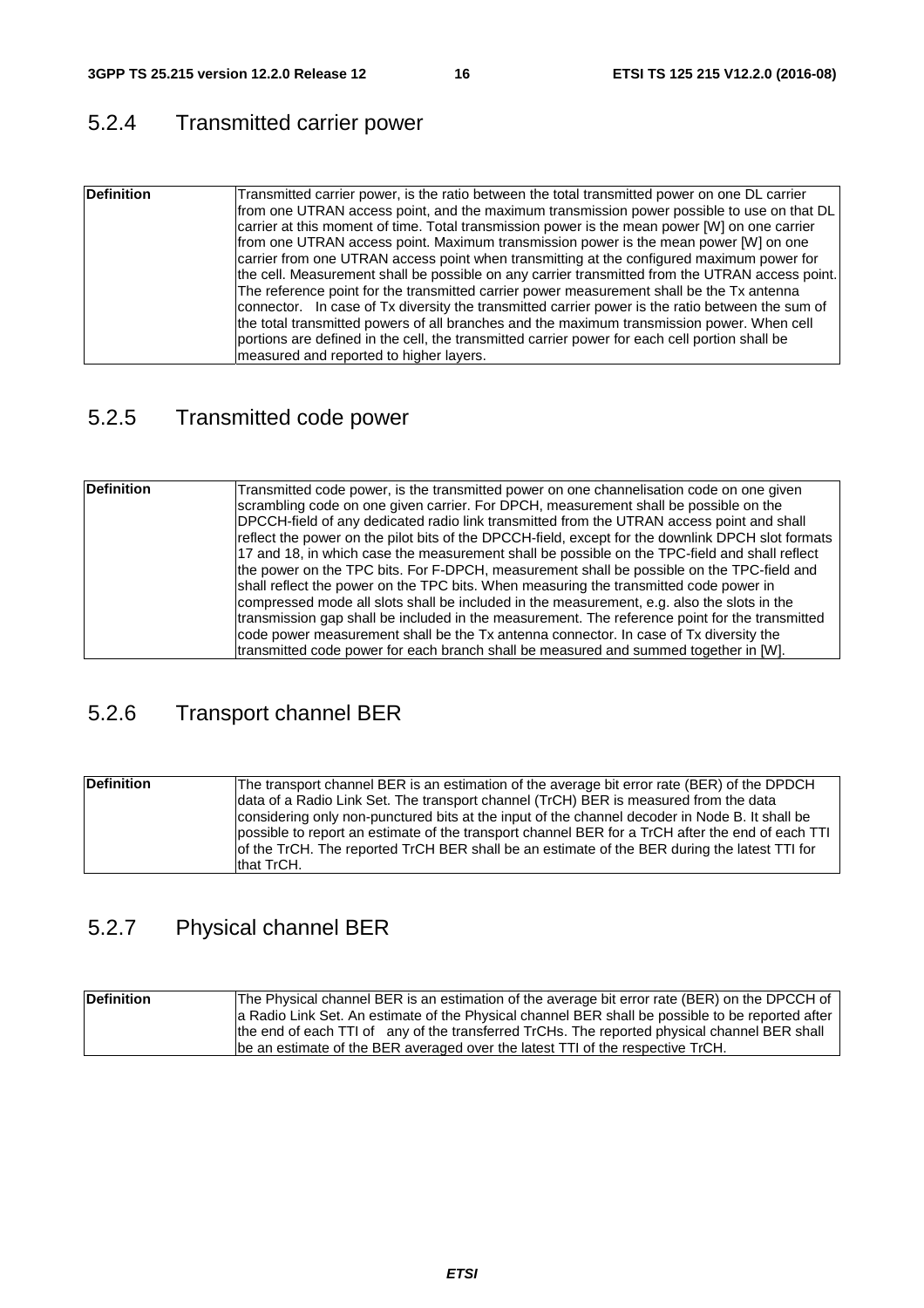### 5.2.4 Transmitted carrier power

| Definition | Transmitted carrier power, is the ratio between the total transmitted power on one DL carrier from one UTRAN access point, and the maximum transmission power possible to use on that DL carrier at this moment of time. Total transmission power is the mean power [W] on one carrier from one UTRAN access point. Maximum transmission power is the mean power [W] on one carrier from one UTRAN access point when transmitting at the configured maximum power for the cell. Measurement shall be possible on any carrier transmitted from the UTRAN access point. The reference point for the transmitted carrier power measurement shall be the Tx antenna connector. In case of Tx diversity the transmitted carrier power is the ratio between the sum of the total transmitted powers of all branches and the maximum transmission power. When cell portions are defined in the cell, the transmitted carrier power for each cell portion shall be measured and reported to higher layers. |
|---|---|

### 5.2.5 Transmitted code power

| Definition | Transmitted code power, is the transmitted power on one channelisation code on one given scrambling code on one given carrier. For DPCH, measurement shall be possible on the DPCCH-field of any dedicated radio link transmitted from the UTRAN access point and shall reflect the power on the pilot bits of the DPCCH-field, except for the downlink DPCH slot formats 17 and 18, in which case the measurement shall be possible on the TPC-field and shall reflect the power on the TPC bits. For F-DPCH, measurement shall be possible on the TPC-field and shall reflect the power on the TPC bits. When measuring the transmitted code power in compressed mode all slots shall be included in the measurement, e.g. also the slots in the transmission gap shall be included in the measurement. The reference point for the transmitted code power measurement shall be the Tx antenna connector. In case of Tx diversity the transmitted code power for each branch shall be measured and summed together in [W]. |
|---|---|

### 5.2.6 Transport channel BER

| Definition | The transport channel BER is an estimation of the average bit error rate (BER) of the DPDCH data of a Radio Link Set. The transport channel (TrCH) BER is measured from the data considering only non-punctured bits at the input of the channel decoder in Node B. It shall be possible to report an estimate of the transport channel BER for a TrCH after the end of each TTI of the TrCH. The reported TrCH BER shall be an estimate of the BER during the latest TTI for that TrCH. |
|---|---|

### 5.2.7 Physical channel BER

| Definition | The Physical channel BER is an estimation of the average bit error rate (BER) on the DPCCH of a Radio Link Set. An estimate of the Physical channel BER shall be possible to be reported after the end of each TTI of any of the transferred TrCHs. The reported physical channel BER shall be an estimate of the BER averaged over the latest TTI of the respective TrCH. |
|---|---|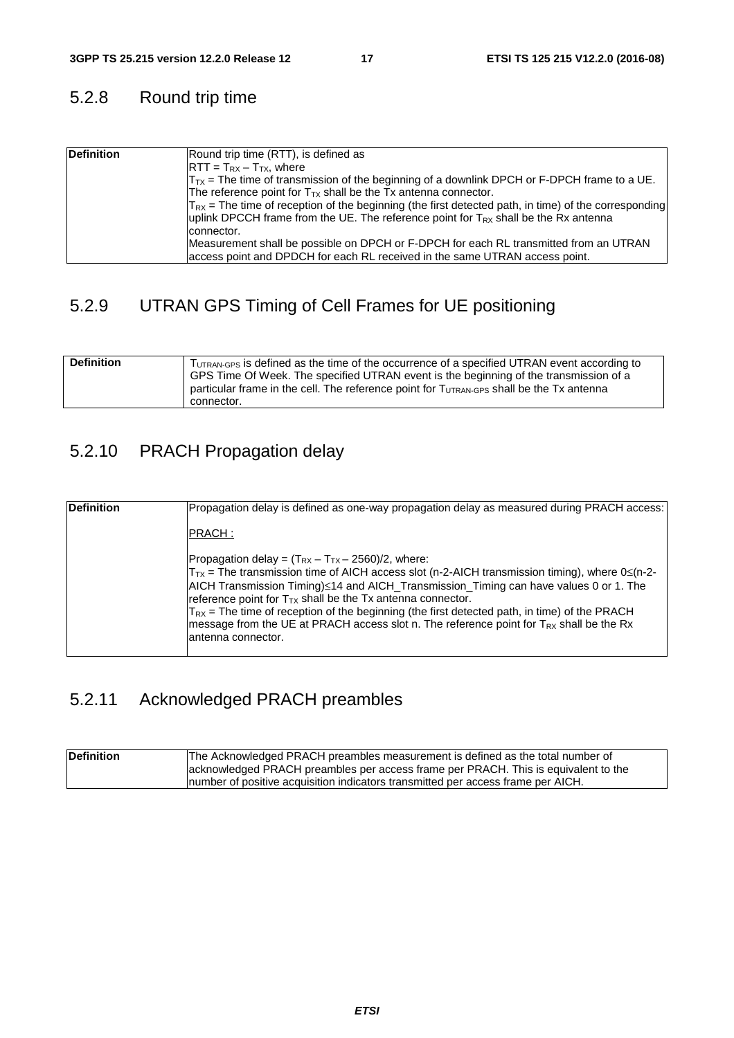### 5.2.8 Round trip time

| Definition | Round trip time (RTT), is defined as<br>$RTT = T_{RX} – T_{TX}$, where<br>$T_{TX}$ = The time of transmission of the beginning of a downlink DPCH or F-DPCH frame to a UE. The reference point for $T_{TX}$ shall be the Tx antenna connector.<br>$T_{RX}$ = The time of reception of the beginning (the first detected path, in time) of the corresponding uplink DPCCH frame from the UE. The reference point for $T_{RX}$ shall be the Rx antenna connector.<br>Measurement shall be possible on DPCH or F-DPCH for each RL transmitted from an UTRAN access point and DPDCH for each RL received in the same UTRAN access point. |
|---|---|

### 5.2.9 UTRAN GPS Timing of Cell Frames for UE positioning

| Definition | $T_{UTRAN-GPS}$ is defined as the time of the occurrence of a specified UTRAN event according to GPS Time Of Week. The specified UTRAN event is the beginning of the transmission of a particular frame in the cell. The reference point for $T_{UTRAN-GPS}$ shall be the Tx antenna connector. |
|---|---|

### 5.2.10 PRACH Propagation delay

| Definition | Propagation delay is defined as one-way propagation delay as measured during PRACH access:<br><br>PRACH :<br><br>Propagation delay = $(T_{RX} – T_{TX} – 2560)/2$, where:<br>$T_{TX}$ = The transmission time of AICH access slot (n-2-AICH transmission timing), where $0 \leq$(n-2-AICH Transmission Timing)$\leq 14$ and AICH_Transmission_Timing can have values 0 or 1. The reference point for $T_{TX}$ shall be the Tx antenna connector.<br>$T_{RX}$ = The time of reception of the beginning (the first detected path, in time) of the PRACH message from the UE at PRACH access slot n. The reference point for $T_{RX}$ shall be the Rx antenna connector. |
|---|---|

### 5.2.11 Acknowledged PRACH preambles

| Definition | The Acknowledged PRACH preambles measurement is defined as the total number of acknowledged PRACH preambles per access frame per PRACH. This is equivalent to the number of positive acquisition indicators transmitted per access frame per AICH. |
|---|---|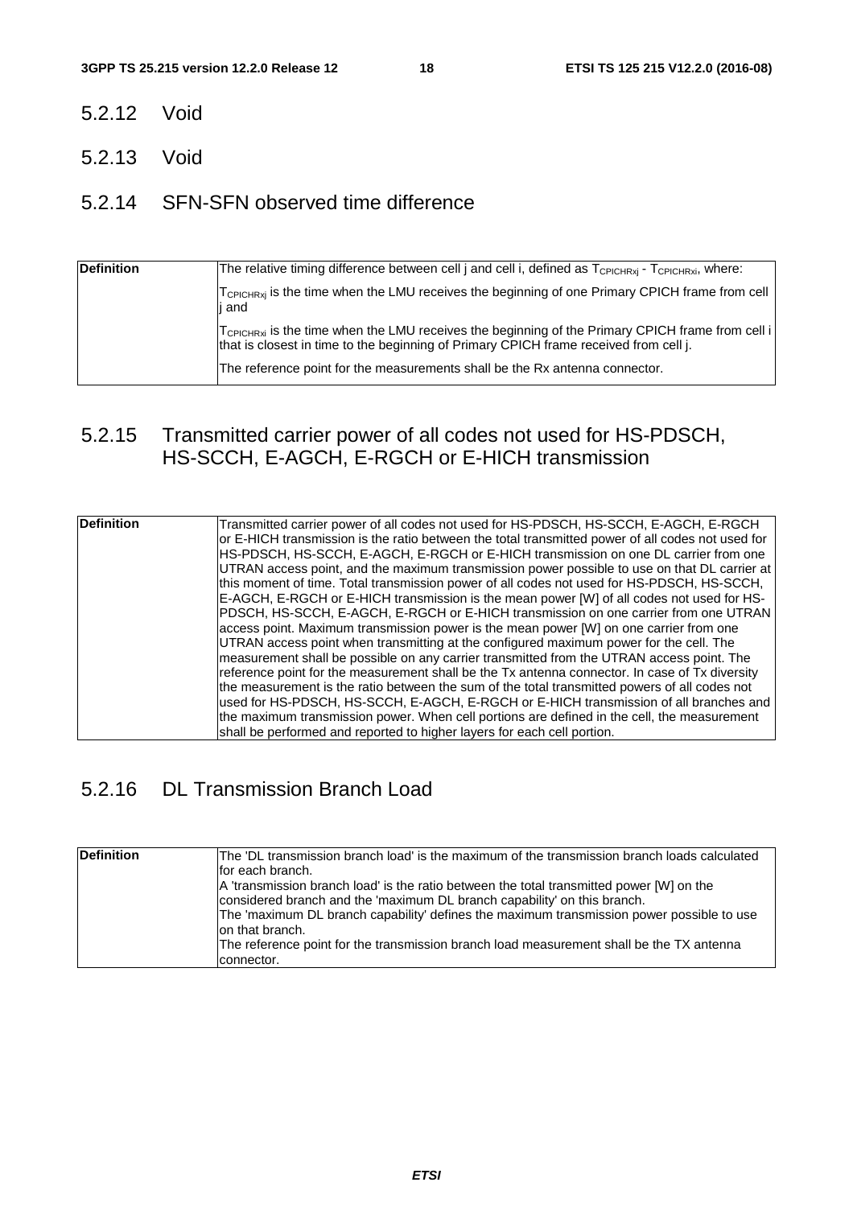## 5.2.12 Void

## 5.2.13 Void

## 5.2.14 SFN-SFN observed time difference

| | |
|---|---|
| **Definition** | The relative timing difference between cell j and cell i, defined as $T_{CPICHRxj}$ - $T_{CPICHRxi}$, where:<br>$T_{CPICHRxj}$ is the time when the LMU receives the beginning of one Primary CPICH frame from cell j and<br>$T_{CPICHRxi}$ is the time when the LMU receives the beginning of the Primary CPICH frame from cell i that is closest in time to the beginning of Primary CPICH frame received from cell j.<br>The reference point for the measurements shall be the Rx antenna connector. |

## 5.2.15 Transmitted carrier power of all codes not used for HS-PDSCH, HS-SCCH, E-AGCH, E-RGCH or E-HICH transmission

| | |
|---|---|
| **Definition** | Transmitted carrier power of all codes not used for HS-PDSCH, HS-SCCH, E-AGCH, E-RGCH or E-HICH transmission is the ratio between the total transmitted power of all codes not used for HS-PDSCH, HS-SCCH, E-AGCH, E-RGCH or E-HICH transmission on one DL carrier from one UTRAN access point, and the maximum transmission power possible to use on that DL carrier at this moment of time. Total transmission power of all codes not used for HS-PDSCH, HS-SCCH, E-AGCH, E-RGCH or E-HICH transmission is the mean power [W] of all codes not used for HS-PDSCH, HS-SCCH, E-AGCH, E-RGCH or E-HICH transmission on one carrier from one UTRAN access point. Maximum transmission power is the mean power [W] on one carrier from one UTRAN access point when transmitting at the configured maximum power for the cell. The measurement shall be possible on any carrier transmitted from the UTRAN access point. The reference point for the measurement shall be the Tx antenna connector. In case of Tx diversity the measurement is the ratio between the sum of the total transmitted powers of all codes not used for HS-PDSCH, HS-SCCH, E-AGCH, E-RGCH or E-HICH transmission of all branches and the maximum transmission power. When cell portions are defined in the cell, the measurement shall be performed and reported to higher layers for each cell portion. |

## 5.2.16 DL Transmission Branch Load

| | |
|---|---|
| **Definition** | The 'DL transmission branch load' is the maximum of the transmission branch loads calculated for each branch.<br>A 'transmission branch load' is the ratio between the total transmitted power [W] on the considered branch and the 'maximum DL branch capability' on this branch.<br>The 'maximum DL branch capability' defines the maximum transmission power possible to use on that branch.<br>The reference point for the transmission branch load measurement shall be the TX antenna connector. |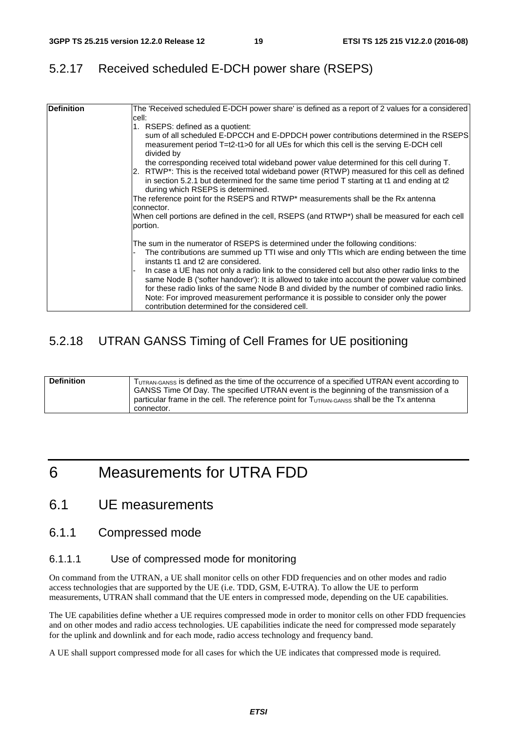### 5.2.17 Received scheduled E-DCH power share (RSEPS)

| **Definition** | The 'Received scheduled E-DCH power share' is defined as a report of 2 values for a considered cell:<br>1. RSEPS: defined as a quotient:<br>sum of all scheduled E-DPCCH and E-DPDCH power contributions determined in the RSEPS measurement period T=t2-t1>0 for all UEs for which this cell is the serving E-DCH cell<br>divided by<br>the corresponding received total wideband power value determined for this cell during T.<br>2. RTWP*: This is the received total wideband power (RTWP) measured for this cell as defined in section 5.2.1 but determined for the same time period T starting at t1 and ending at t2 during which RSEPS is determined.<br>The reference point for the RSEPS and RTWP* measurements shall be the Rx antenna connector.<br>When cell portions are defined in the cell, RSEPS (and RTWP*) shall be measured for each cell portion.<br><br>The sum in the numerator of RSEPS is determined under the following conditions:<br>- The contributions are summed up TTI wise and only TTIs which are ending between the time instants t1 and t2 are considered.<br>- In case a UE has not only a radio link to the considered cell but also other radio links to the same Node B ('softer handover'): It is allowed to take into account the power value combined for these radio links of the same Node B and divided by the number of combined radio links. Note: For improved measurement performance it is possible to consider only the power contribution determined for the considered cell. |
|---|---|

### 5.2.18 UTRAN GANSS Timing of Cell Frames for UE positioning

| **Definition** | $T_{UTRAN-GANSS}$ is defined as the time of the occurrence of a specified UTRAN event according to GANSS Time Of Day. The specified UTRAN event is the beginning of the transmission of a particular frame in the cell. The reference point for $T_{UTRAN-GANSS}$ shall be the Tx antenna connector. |
|---|---|

# 6 Measurements for UTRA FDD

## 6.1 UE measurements

### 6.1.1 Compressed mode

#### 6.1.1.1 Use of compressed mode for monitoring

On command from the UTRAN, a UE shall monitor cells on other FDD frequencies and on other modes and radio access technologies that are supported by the UE (i.e. TDD, GSM, E-UTRA). To allow the UE to perform measurements, UTRAN shall command that the UE enters in compressed mode, depending on the UE capabilities.

The UE capabilities define whether a UE requires compressed mode in order to monitor cells on other FDD frequencies and on other modes and radio access technologies. UE capabilities indicate the need for compressed mode separately for the uplink and downlink and for each mode, radio access technology and frequency band.

A UE shall support compressed mode for all cases for which the UE indicates that compressed mode is required.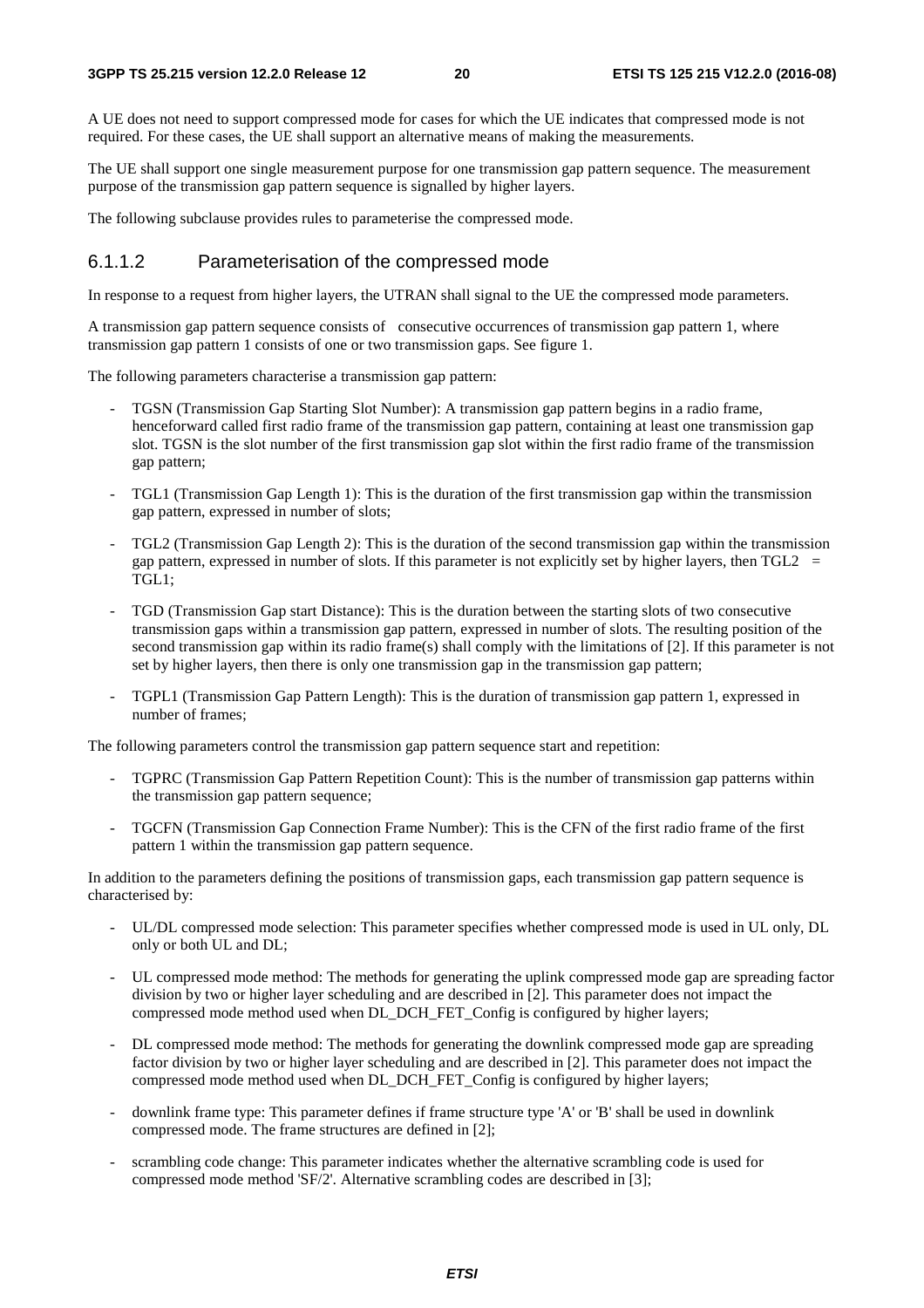A UE does not need to support compressed mode for cases for which the UE indicates that compressed mode is not required. For these cases, the UE shall support an alternative means of making the measurements.

The UE shall support one single measurement purpose for one transmission gap pattern sequence. The measurement purpose of the transmission gap pattern sequence is signalled by higher layers.

The following subclause provides rules to parameterise the compressed mode.

#### 6.1.1.2 Parameterisation of the compressed mode

In response to a request from higher layers, the UTRAN shall signal to the UE the compressed mode parameters.

A transmission gap pattern sequence consists of consecutive occurrences of transmission gap pattern 1, where transmission gap pattern 1 consists of one or two transmission gaps. See figure 1.

The following parameters characterise a transmission gap pattern:

- TGSN (Transmission Gap Starting Slot Number): A transmission gap pattern begins in a radio frame, henceforward called first radio frame of the transmission gap pattern, containing at least one transmission gap slot. TGSN is the slot number of the first transmission gap slot within the first radio frame of the transmission gap pattern;
- TGL1 (Transmission Gap Length 1): This is the duration of the first transmission gap within the transmission gap pattern, expressed in number of slots;
- TGL2 (Transmission Gap Length 2): This is the duration of the second transmission gap within the transmission gap pattern, expressed in number of slots. If this parameter is not explicitly set by higher layers, then TGL2 = TGL1;
- TGD (Transmission Gap start Distance): This is the duration between the starting slots of two consecutive transmission gaps within a transmission gap pattern, expressed in number of slots. The resulting position of the second transmission gap within its radio frame(s) shall comply with the limitations of [2]. If this parameter is not set by higher layers, then there is only one transmission gap in the transmission gap pattern;
- TGPL1 (Transmission Gap Pattern Length): This is the duration of transmission gap pattern 1, expressed in number of frames;

The following parameters control the transmission gap pattern sequence start and repetition:

- TGPRC (Transmission Gap Pattern Repetition Count): This is the number of transmission gap patterns within the transmission gap pattern sequence;
- TGCFN (Transmission Gap Connection Frame Number): This is the CFN of the first radio frame of the first pattern 1 within the transmission gap pattern sequence.

In addition to the parameters defining the positions of transmission gaps, each transmission gap pattern sequence is characterised by:

- UL/DL compressed mode selection: This parameter specifies whether compressed mode is used in UL only, DL only or both UL and DL;
- UL compressed mode method: The methods for generating the uplink compressed mode gap are spreading factor division by two or higher layer scheduling and are described in [2]. This parameter does not impact the compressed mode method used when DL_DCH_FET_Config is configured by higher layers;
- DL compressed mode method: The methods for generating the downlink compressed mode gap are spreading factor division by two or higher layer scheduling and are described in [2]. This parameter does not impact the compressed mode method used when DL_DCH_FET_Config is configured by higher layers;
- downlink frame type: This parameter defines if frame structure type 'A' or 'B' shall be used in downlink compressed mode. The frame structures are defined in [2];
- scrambling code change: This parameter indicates whether the alternative scrambling code is used for compressed mode method 'SF/2'. Alternative scrambling codes are described in [3];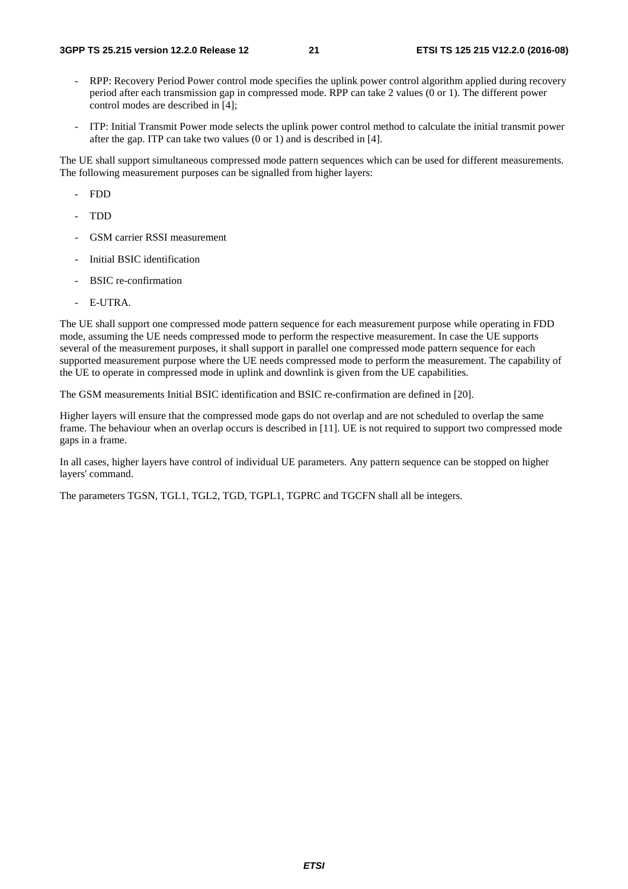- RPP: Recovery Period Power control mode specifies the uplink power control algorithm applied during recovery period after each transmission gap in compressed mode. RPP can take 2 values (0 or 1). The different power control modes are described in [4];

- ITP: Initial Transmit Power mode selects the uplink power control method to calculate the initial transmit power after the gap. ITP can take two values (0 or 1) and is described in [4].

The UE shall support simultaneous compressed mode pattern sequences which can be used for different measurements. The following measurement purposes can be signalled from higher layers:

- FDD
- TDD
- GSM carrier RSSI measurement
- Initial BSIC identification
- BSIC re-confirmation
- E-UTRA.

The UE shall support one compressed mode pattern sequence for each measurement purpose while operating in FDD mode, assuming the UE needs compressed mode to perform the respective measurement. In case the UE supports several of the measurement purposes, it shall support in parallel one compressed mode pattern sequence for each supported measurement purpose where the UE needs compressed mode to perform the measurement. The capability of the UE to operate in compressed mode in uplink and downlink is given from the UE capabilities.

The GSM measurements Initial BSIC identification and BSIC re-confirmation are defined in [20].

Higher layers will ensure that the compressed mode gaps do not overlap and are not scheduled to overlap the same frame. The behaviour when an overlap occurs is described in [11]. UE is not required to support two compressed mode gaps in a frame.

In all cases, higher layers have control of individual UE parameters. Any pattern sequence can be stopped on higher layers' command.

The parameters TGSN, TGL1, TGL2, TGD, TGPL1, TGPRC and TGCFN shall all be integers.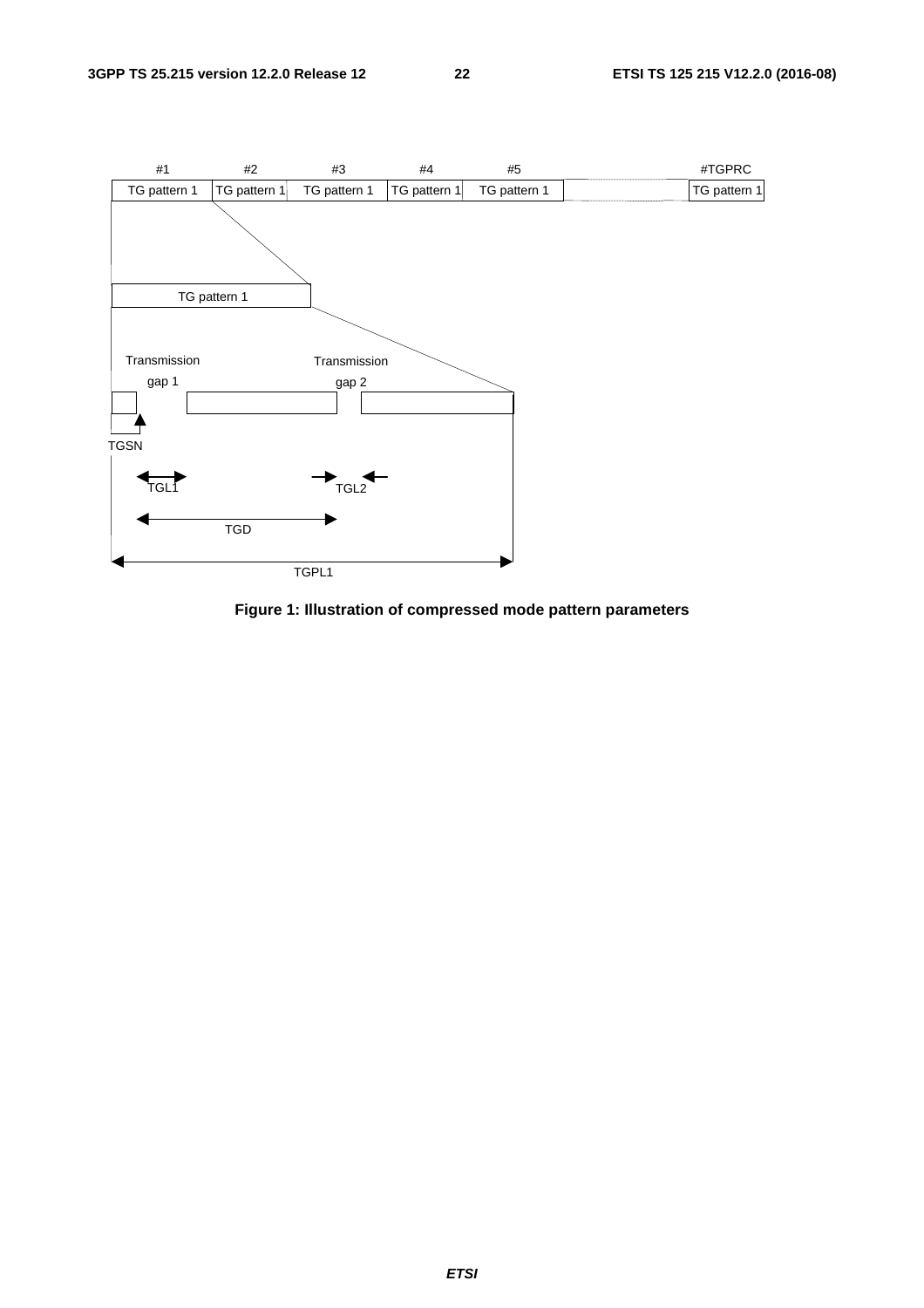| #1 | #2 | #3 | #4 | #5 | | #TGPRC |
| --- | --- | --- | --- | --- | --- | --- |
| TG pattern 1 | TG pattern 1 | TG pattern 1 | TG pattern 1 | TG pattern 1 | | TG pattern 1 |

TG pattern 1

Transmission gap 1

Transmission gap 2

TGSN

TGL1

TGL2

TGD

TGPL1

**Figure 1: Illustration of compressed mode pattern parameters**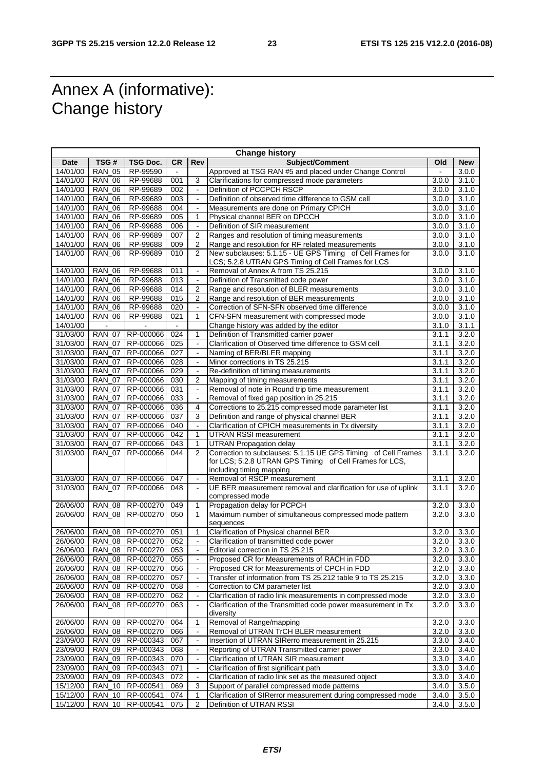# Annex A (informative): Change history

| Change history | | | | | | | |
|---|---|---|---|---|---|---|---|
| **Date** | **TSG #** | **TSG Doc.** | **CR** | **Rev** | **Subject/Comment** | **Old** | **New** |
| 14/01/00 | RAN_05 | RP-99590 | - | | Approved at TSG RAN #5 and placed under Change Control | - | 3.0.0 |
| 14/01/00 | RAN_06 | RP-99688 | 001 | 3 | Clarifications for compressed mode parameters | 3.0.0 | 3.1.0 |
| 14/01/00 | RAN_06 | RP-99689 | 002 | - | Definition of PCCPCH RSCP | 3.0.0 | 3.1.0 |
| 14/01/00 | RAN_06 | RP-99689 | 003 | - | Definition of observed time difference to GSM cell | 3.0.0 | 3.1.0 |
| 14/01/00 | RAN_06 | RP-99688 | 004 | - | Measurements are done on Primary CPICH | 3.0.0 | 3.1.0 |
| 14/01/00 | RAN_06 | RP-99689 | 005 | 1 | Physical channel BER on DPCCH | 3.0.0 | 3.1.0 |
| 14/01/00 | RAN_06 | RP-99688 | 006 | - | Definition of SIR measurement | 3.0.0 | 3.1.0 |
| 14/01/00 | RAN_06 | RP-99689 | 007 | 2 | Ranges and resolution of timing measurements | 3.0.0 | 3.1.0 |
| 14/01/00 | RAN_06 | RP-99688 | 009 | 2 | Range and resolution for RF related measurements | 3.0.0 | 3.1.0 |
| 14/01/00 | RAN_06 | RP-99689 | 010 | 2 | New subclauses: 5.1.15 - UE GPS Timing of Cell Frames for LCS; 5.2.8 UTRAN GPS Timing of Cell Frames for LCS | 3.0.0 | 3.1.0 |
| 14/01/00 | RAN_06 | RP-99688 | 011 | - | Removal of Annex A from TS 25.215 | 3.0.0 | 3.1.0 |
| 14/01/00 | RAN_06 | RP-99688 | 013 | - | Definition of Transmitted code power | 3.0.0 | 3.1.0 |
| 14/01/00 | RAN_06 | RP-99688 | 014 | 2 | Range and resolution of BLER measurements | 3.0.0 | 3.1.0 |
| 14/01/00 | RAN_06 | RP-99688 | 015 | 2 | Range and resolution of BER measurements | 3.0.0 | 3.1.0 |
| 14/01/00 | RAN_06 | RP-99688 | 020 | - | Correction of SFN-SFN observed time difference | 3.0.0 | 3.1.0 |
| 14/01/00 | RAN_06 | RP-99688 | 021 | 1 | CFN-SFN measurement with compressed mode | 3.0.0 | 3.1.0 |
| 14/01/00 | - | - | - | | Change history was added by the editor | 3.1.0 | 3.1.1 |
| 31/03/00 | RAN_07 | RP-000066 | 024 | 1 | Definition of Transmitted carrier power | 3.1.1 | 3.2.0 |
| 31/03/00 | RAN_07 | RP-000066 | 025 | - | Clarification of Observed time difference to GSM cell | 3.1.1 | 3.2.0 |
| 31/03/00 | RAN_07 | RP-000066 | 027 | - | Naming of BER/BLER mapping | 3.1.1 | 3.2.0 |
| 31/03/00 | RAN_07 | RP-000066 | 028 | - | Minor corrections in TS 25.215 | 3.1.1 | 3.2.0 |
| 31/03/00 | RAN_07 | RP-000066 | 029 | - | Re-definition of timing measurements | 3.1.1 | 3.2.0 |
| 31/03/00 | RAN_07 | RP-000066 | 030 | 2 | Mapping of timing measurements | 3.1.1 | 3.2.0 |
| 31/03/00 | RAN_07 | RP-000066 | 031 | - | Removal of note in Round trip time measurement | 3.1.1 | 3.2.0 |
| 31/03/00 | RAN_07 | RP-000066 | 033 | - | Removal of fixed gap position in 25.215 | 3.1.1 | 3.2.0 |
| 31/03/00 | RAN_07 | RP-000066 | 036 | 4 | Corrections to 25.215 compressed mode parameter list | 3.1.1 | 3.2.0 |
| 31/03/00 | RAN_07 | RP-000066 | 037 | 3 | Definition and range of physical channel BER | 3.1.1 | 3.2.0 |
| 31/03/00 | RAN_07 | RP-000066 | 040 | - | Clarification of CPICH measurements in Tx diversity | 3.1.1 | 3.2.0 |
| 31/03/00 | RAN_07 | RP-000066 | 042 | 1 | UTRAN RSSI measurement | 3.1.1 | 3.2.0 |
| 31/03/00 | RAN_07 | RP-000066 | 043 | 1 | UTRAN Propagation delay | 3.1.1 | 3.2.0 |
| 31/03/00 | RAN_07 | RP-000066 | 044 | 2 | Correction to subclauses: 5.1.15 UE GPS Timing of Cell Frames for LCS; 5.2.8 UTRAN GPS Timing of Cell Frames for LCS, including timing mapping | 3.1.1 | 3.2.0 |
| 31/03/00 | RAN_07 | RP-000066 | 047 | - | Removal of RSCP measurement | 3.1.1 | 3.2.0 |
| 31/03/00 | RAN_07 | RP-000066 | 048 | - | UE BER measurement removal and clarification for use of uplink compressed mode | 3.1.1 | 3.2.0 |
| 26/06/00 | RAN_08 | RP-000270 | 049 | 1 | Propagation delay for PCPCH | 3.2.0 | 3.3.0 |
| 26/06/00 | RAN_08 | RP-000270 | 050 | 1 | Maximum number of simultaneous compressed mode pattern sequences | 3.2.0 | 3.3.0 |
| 26/06/00 | RAN_08 | RP-000270 | 051 | 1 | Clarification of Physical channel BER | 3.2.0 | 3.3.0 |
| 26/06/00 | RAN_08 | RP-000270 | 052 | - | Clarification of transmitted code power | 3.2.0 | 3.3.0 |
| 26/06/00 | RAN_08 | RP-000270 | 053 | - | Editorial correction in TS 25.215 | 3.2.0 | 3.3.0 |
| 26/06/00 | RAN_08 | RP-000270 | 055 | - | Proposed CR for Measurements of RACH in FDD | 3.2.0 | 3.3.0 |
| 26/06/00 | RAN_08 | RP-000270 | 056 | - | Proposed CR for Measurements of CPCH in FDD | 3.2.0 | 3.3.0 |
| 26/06/00 | RAN_08 | RP-000270 | 057 | - | Transfer of information from TS 25.212 table 9 to TS 25.215 | 3.2.0 | 3.3.0 |
| 26/06/00 | RAN_08 | RP-000270 | 058 | - | Correction to CM parameter list | 3.2.0 | 3.3.0 |
| 26/06/00 | RAN_08 | RP-000270 | 062 | - | Clarification of radio link measurements in compressed mode | 3.2.0 | 3.3.0 |
| 26/06/00 | RAN_08 | RP-000270 | 063 | - | Clarification of the Transmitted code power measurement in Tx diversity | 3.2.0 | 3.3.0 |
| 26/06/00 | RAN_08 | RP-000270 | 064 | 1 | Removal of Range/mapping | 3.2.0 | 3.3.0 |
| 26/06/00 | RAN_08 | RP-000270 | 066 | - | Removal of UTRAN TrCH BLER measurement | 3.2.0 | 3.3.0 |
| 23/09/00 | RAN_09 | RP-000343 | 067 | - | Insertion of UTRAN SIRerro measurement in 25.215 | 3.3.0 | 3.4.0 |
| 23/09/00 | RAN_09 | RP-000343 | 068 | - | Reporting of UTRAN Transmitted carrier power | 3.3.0 | 3.4.0 |
| 23/09/00 | RAN_09 | RP-000343 | 070 | - | Clarification of UTRAN SIR measurement | 3.3.0 | 3.4.0 |
| 23/09/00 | RAN_09 | RP-000343 | 071 | - | Clarification of first significant path | 3.3.0 | 3.4.0 |
| 23/09/00 | RAN_09 | RP-000343 | 072 | - | Clarification of radio link set as the measured object | 3.3.0 | 3.4.0 |
| 15/12/00 | RAN_10 | RP-000541 | 069 | 3 | Support of parallel compressed mode patterns | 3.4.0 | 3.5.0 |
| 15/12/00 | RAN_10 | RP-000541 | 074 | 1 | Clarification of SIRerror measurement during compressed mode | 3.4.0 | 3.5.0 |
| 15/12/00 | RAN_10 | RP-000541 | 075 | 2 | Definition of UTRAN RSSI | 3.4.0 | 3.5.0 |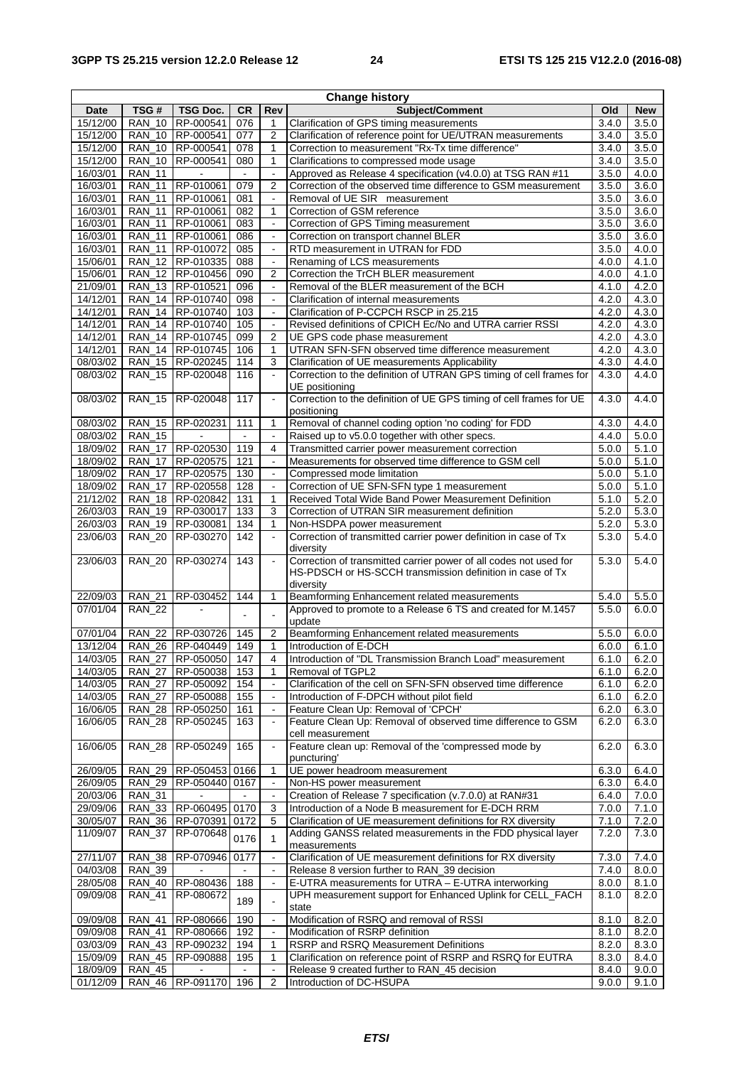| Change history | | | | | | | |
|---|---|---|---|---|---|---|---|
| Date | TSG # | TSG Doc. | CR | Rev | Subject/Comment | Old | New |
| 15/12/00 | RAN_10 | RP-000541 | 076 | 1 | Clarification of GPS timing measurements | 3.4.0 | 3.5.0 |
| 15/12/00 | RAN_10 | RP-000541 | 077 | 2 | Clarification of reference point for UE/UTRAN measurements | 3.4.0 | 3.5.0 |
| 15/12/00 | RAN_10 | RP-000541 | 078 | 1 | Correction to measurement "Rx-Tx time difference" | 3.4.0 | 3.5.0 |
| 15/12/00 | RAN_10 | RP-000541 | 080 | 1 | Clarifications to compressed mode usage | 3.4.0 | 3.5.0 |
| 16/03/01 | RAN_11 | - | - | - | Approved as Release 4 specification (v4.0.0) at TSG RAN #11 | 3.5.0 | 4.0.0 |
| 16/03/01 | RAN_11 | RP-010061 | 079 | 2 | Correction of the observed time difference to GSM measurement | 3.5.0 | 3.6.0 |
| 16/03/01 | RAN_11 | RP-010061 | 081 | - | Removal of UE SIR measurement | 3.5.0 | 3.6.0 |
| 16/03/01 | RAN_11 | RP-010061 | 082 | 1 | Correction of GSM reference | 3.5.0 | 3.6.0 |
| 16/03/01 | RAN_11 | RP-010061 | 083 | - | Correction of GPS Timing measurement | 3.5.0 | 3.6.0 |
| 16/03/01 | RAN_11 | RP-010061 | 086 | - | Correction on transport channel BLER | 3.5.0 | 3.6.0 |
| 16/03/01 | RAN_11 | RP-010072 | 085 | - | RTD measurement in UTRAN for FDD | 3.5.0 | 4.0.0 |
| 15/06/01 | RAN_12 | RP-010335 | 088 | - | Renaming of LCS measurements | 4.0.0 | 4.1.0 |
| 15/06/01 | RAN_12 | RP-010456 | 090 | 2 | Correction the TrCH BLER measurement | 4.0.0 | 4.1.0 |
| 21/09/01 | RAN_13 | RP-010521 | 096 | - | Removal of the BLER measurement of the BCH | 4.1.0 | 4.2.0 |
| 14/12/01 | RAN_14 | RP-010740 | 098 | - | Clarification of internal measurements | 4.2.0 | 4.3.0 |
| 14/12/01 | RAN_14 | RP-010740 | 103 | - | Clarification of P-CCPCH RSCP in 25.215 | 4.2.0 | 4.3.0 |
| 14/12/01 | RAN_14 | RP-010740 | 105 | - | Revised definitions of CPICH Ec/No and UTRA carrier RSSI | 4.2.0 | 4.3.0 |
| 14/12/01 | RAN_14 | RP-010745 | 099 | 2 | UE GPS code phase measurement | 4.2.0 | 4.3.0 |
| 14/12/01 | RAN_14 | RP-010745 | 106 | 1 | UTRAN SFN-SFN observed time difference measurement | 4.2.0 | 4.3.0 |
| 08/03/02 | RAN_15 | RP-020245 | 114 | 3 | Clarification of UE measurements Applicability | 4.3.0 | 4.4.0 |
| 08/03/02 | RAN_15 | RP-020048 | 116 | - | Correction to the definition of UTRAN GPS timing of cell frames for UE positioning | 4.3.0 | 4.4.0 |
| 08/03/02 | RAN_15 | RP-020048 | 117 | - | Correction to the definition of UE GPS timing of cell frames for UE positioning | 4.3.0 | 4.4.0 |
| 08/03/02 | RAN_15 | RP-020231 | 111 | 1 | Removal of channel coding option 'no coding' for FDD | 4.3.0 | 4.4.0 |
| 08/03/02 | RAN_15 | - | - | - | Raised up to v5.0.0 together with other specs. | 4.4.0 | 5.0.0 |
| 18/09/02 | RAN_17 | RP-020530 | 119 | 4 | Transmitted carrier power measurement correction | 5.0.0 | 5.1.0 |
| 18/09/02 | RAN_17 | RP-020575 | 121 | - | Measurements for observed time difference to GSM cell | 5.0.0 | 5.1.0 |
| 18/09/02 | RAN_17 | RP-020575 | 130 | - | Compressed mode limitation | 5.0.0 | 5.1.0 |
| 18/09/02 | RAN_17 | RP-020558 | 128 | - | Correction of UE SFN-SFN type 1 measurement | 5.0.0 | 5.1.0 |
| 21/12/02 | RAN_18 | RP-020842 | 131 | 1 | Received Total Wide Band Power Measurement Definition | 5.1.0 | 5.2.0 |
| 26/03/03 | RAN_19 | RP-030017 | 133 | 3 | Correction of UTRAN SIR measurement definition | 5.2.0 | 5.3.0 |
| 26/03/03 | RAN_19 | RP-030081 | 134 | 1 | Non-HSDPA power measurement | 5.2.0 | 5.3.0 |
| 23/06/03 | RAN_20 | RP-030270 | 142 | - | Correction of transmitted carrier power definition in case of Tx diversity | 5.3.0 | 5.4.0 |
| 23/06/03 | RAN_20 | RP-030274 | 143 | - | Correction of transmitted carrier power of all codes not used for HS-PDSCH or HS-SCCH transmission definition in case of Tx diversity | 5.3.0 | 5.4.0 |
| 22/09/03 | RAN_21 | RP-030452 | 144 | 1 | Beamforming Enhancement related measurements | 5.4.0 | 5.5.0 |
| 07/01/04 | RAN_22 | - | - | - | Approved to promote to a Release 6 TS and created for M.1457 update | 5.5.0 | 6.0.0 |
| 07/01/04 | RAN_22 | RP-030726 | 145 | 2 | Beamforming Enhancement related measurements | 5.5.0 | 6.0.0 |
| 13/12/04 | RAN_26 | RP-040449 | 149 | 1 | Introduction of E-DCH | 6.0.0 | 6.1.0 |
| 14/03/05 | RAN_27 | RP-050050 | 147 | 4 | Introduction of "DL Transmission Branch Load" measurement | 6.1.0 | 6.2.0 |
| 14/03/05 | RAN_27 | RP-050038 | 153 | 1 | Removal of TGPL2 | 6.1.0 | 6.2.0 |
| 14/03/05 | RAN_27 | RP-050092 | 154 | - | Clarification of the cell on SFN-SFN observed time difference | 6.1.0 | 6.2.0 |
| 14/03/05 | RAN_27 | RP-050088 | 155 | - | Introduction of F-DPCH without pilot field | 6.1.0 | 6.2.0 |
| 16/06/05 | RAN_28 | RP-050250 | 161 | - | Feature Clean Up: Removal of 'CPCH' | 6.2.0 | 6.3.0 |
| 16/06/05 | RAN_28 | RP-050245 | 163 | - | Feature Clean Up: Removal of observed time difference to GSM cell measurement | 6.2.0 | 6.3.0 |
| 16/06/05 | RAN_28 | RP-050249 | 165 | - | Feature clean up: Removal of the 'compressed mode by puncturing' | 6.2.0 | 6.3.0 |
| 26/09/05 | RAN_29 | RP-050453 | 0166 | 1 | UE power headroom measurement | 6.3.0 | 6.4.0 |
| 26/09/05 | RAN_29 | RP-050440 | 0167 | - | Non-HS power measurement | 6.3.0 | 6.4.0 |
| 20/03/06 | RAN_31 | - | - | - | Creation of Release 7 specification (v.7.0.0) at RAN#31 | 6.4.0 | 7.0.0 |
| 29/09/06 | RAN_33 | RP-060495 | 0170 | 3 | Introduction of a Node B measurement for E-DCH RRM | 7.0.0 | 7.1.0 |
| 30/05/07 | RAN_36 | RP-070391 | 0172 | 5 | Clarification of UE measurement definitions for RX diversity | 7.1.0 | 7.2.0 |
| 11/09/07 | RAN_37 | RP-070648 | 0176 | 1 | Adding GANSS related measurements in the FDD physical layer measurements | 7.2.0 | 7.3.0 |
| 27/11/07 | RAN_38 | RP-070946 | 0177 | - | Clarification of UE measurement definitions for RX diversity | 7.3.0 | 7.4.0 |
| 04/03/08 | RAN_39 | - | - | - | Release 8 version further to RAN_39 decision | 7.4.0 | 8.0.0 |
| 28/05/08 | RAN_40 | RP-080436 | 188 | - | E-UTRA measurements for UTRA – E-UTRA interworking | 8.0.0 | 8.1.0 |
| 09/09/08 | RAN_41 | RP-080672 | 189 | - | UPH measurement support for Enhanced Uplink for CELL_FACH state | 8.1.0 | 8.2.0 |
| 09/09/08 | RAN_41 | RP-080666 | 190 | - | Modification of RSRQ and removal of RSSI | 8.1.0 | 8.2.0 |
| 09/09/08 | RAN_41 | RP-080666 | 192 | - | Modification of RSRP definition | 8.1.0 | 8.2.0 |
| 03/03/09 | RAN_43 | RP-090232 | 194 | 1 | RSRP and RSRQ Measurement Definitions | 8.2.0 | 8.3.0 |
| 15/09/09 | RAN_45 | RP-090888 | 195 | 1 | Clarification on reference point of RSRP and RSRQ for EUTRA | 8.3.0 | 8.4.0 |
| 18/09/09 | RAN_45 | - | - | - | Release 9 created further to RAN_45 decision | 8.4.0 | 9.0.0 |
| 01/12/09 | RAN_46 | RP-091170 | 196 | 2 | Introduction of DC-HSUPA | 9.0.0 | 9.1.0 |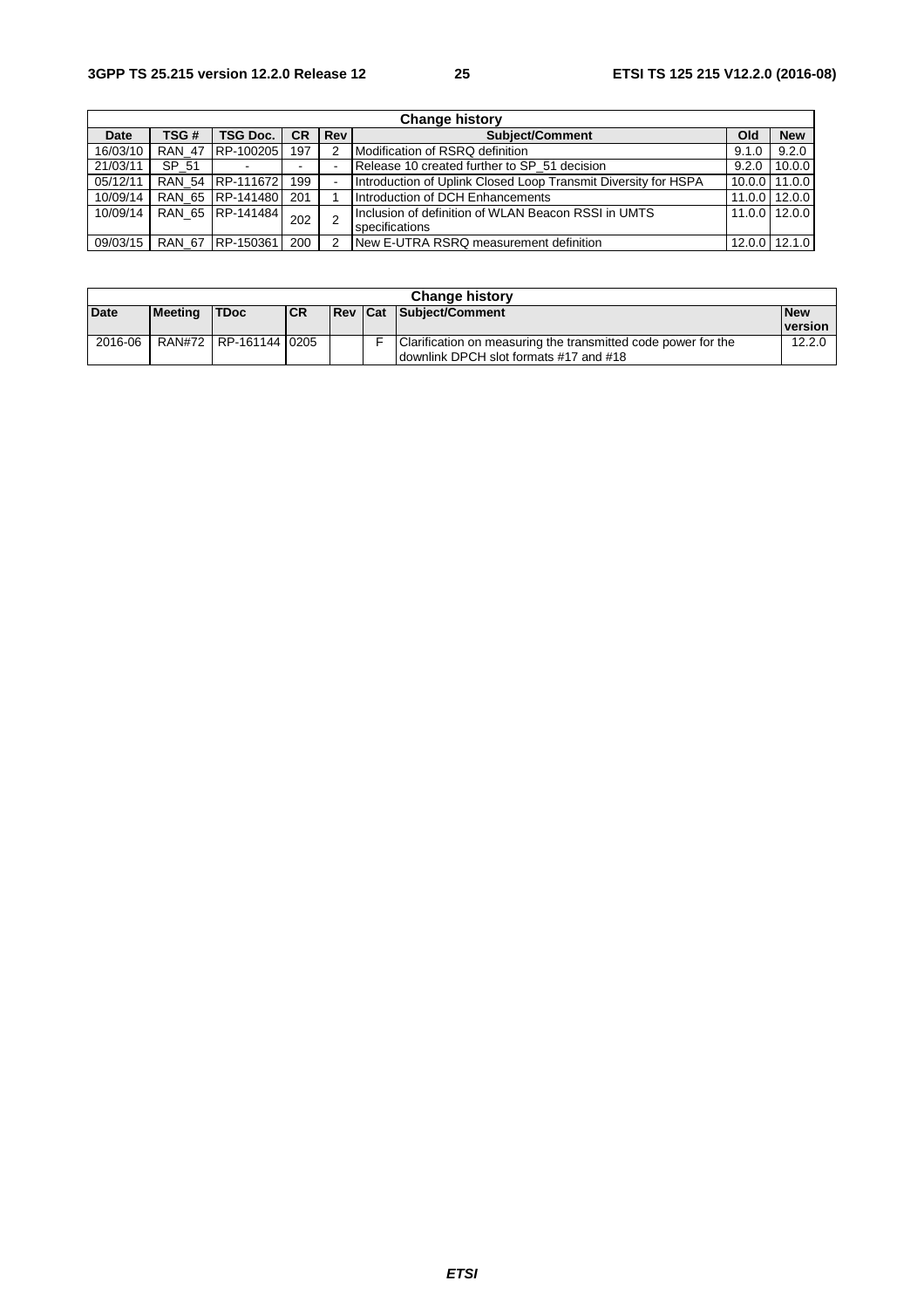| Change history | | | | | | | |
|---|---|---|---|---|---|---|---|
| **Date** | **TSG #** | **TSG Doc.** | **CR** | **Rev** | **Subject/Comment** | **Old** | **New** |
| 16/03/10 | RAN_47 | RP-100205 | 197 | 2 | Modification of RSRQ definition | 9.1.0 | 9.2.0 |
| 21/03/11 | SP_51 | - | - | - | Release 10 created further to SP_51 decision | 9.2.0 | 10.0.0 |
| 05/12/11 | RAN_54 | RP-111672 | 199 | - | Introduction of Uplink Closed Loop Transmit Diversity for HSPA | 10.0.0 | 11.0.0 |
| 10/09/14 | RAN_65 | RP-141480 | 201 | 1 | Introduction of DCH Enhancements | 11.0.0 | 12.0.0 |
| 10/09/14 | RAN_65 | RP-141484 | 202 | 2 | Inclusion of definition of WLAN Beacon RSSI in UMTS specifications | 11.0.0 | 12.0.0 |
| 09/03/15 | RAN_67 | RP-150361 | 200 | 2 | New E-UTRA RSRQ measurement definition | 12.0.0 | 12.1.0 |

| Change history | | | | | | | |
|---|---|---|---|---|---|---|---|
| **Date** | **Meeting** | **TDoc** | **CR** | **Rev** | **Cat** | **Subject/Comment** | **New version** |
| 2016-06 | RAN#72 | RP-161144 | 0205 | | F | Clarification on measuring the transmitted code power for the downlink DPCH slot formats #17 and #18 | 12.2.0 |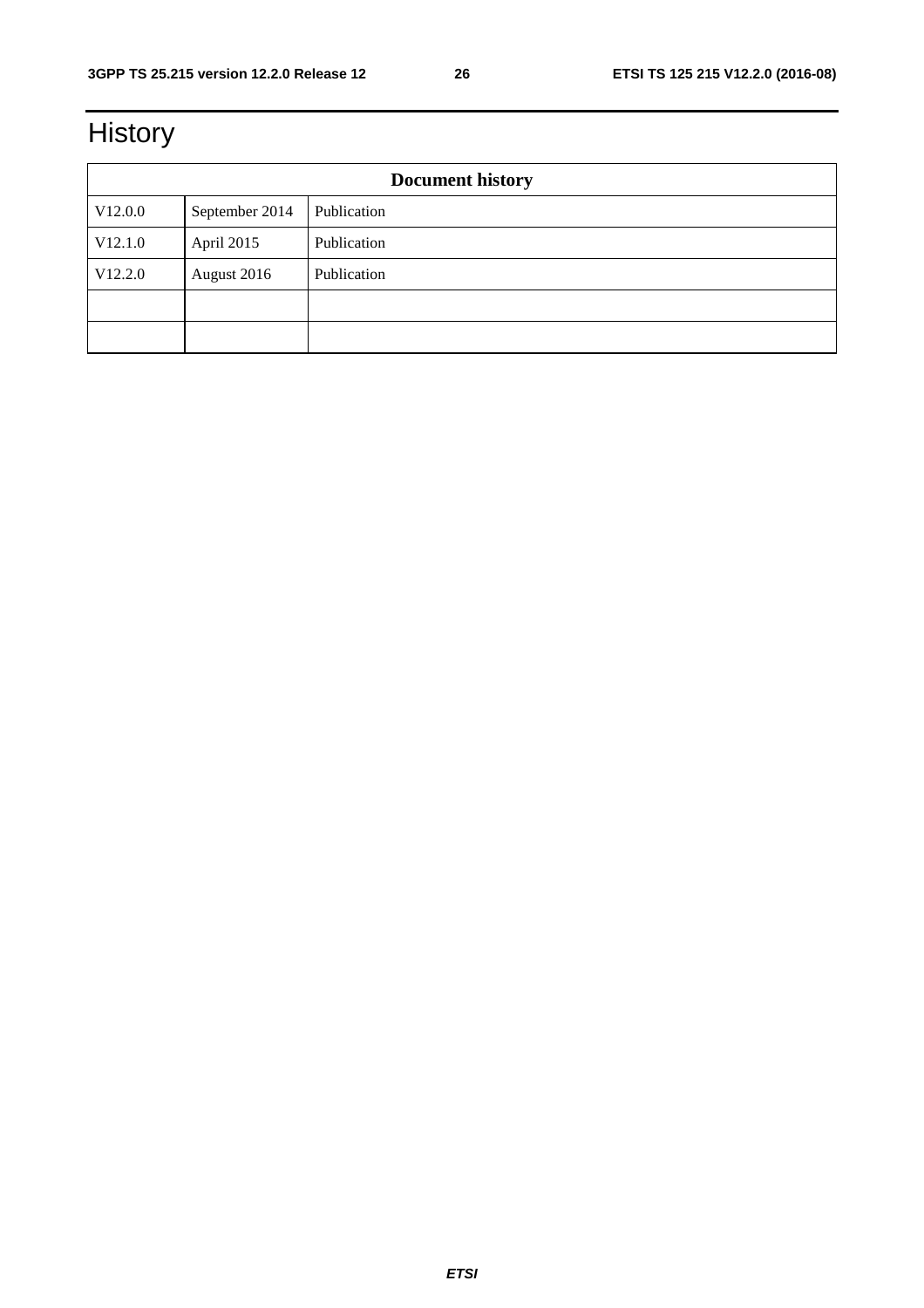# History

| Document history | | |
|---|---|---|
| V12.0.0 | September 2014 | Publication |
| V12.1.0 | April 2015 | Publication |
| V12.2.0 | August 2016 | Publication |
| | | |
| | | |